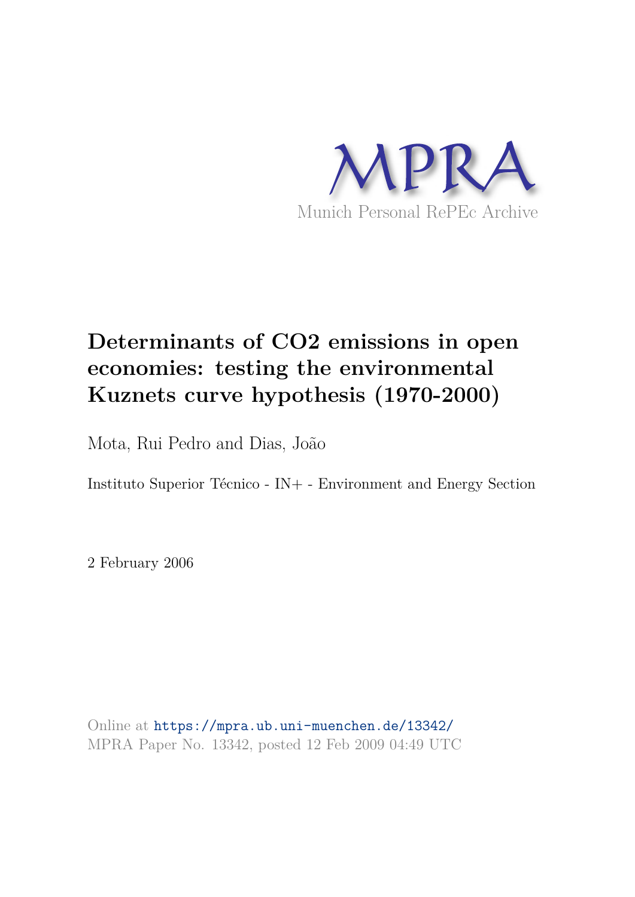MPRA

Munich Personal RePEc Archive

# Determinants of CO2 emissions in open economies: testing the environmental Kuznets curve hypothesis (1970-2000)

Mota, Rui Pedro and Dias, João

Instituto Superior Técnico - IN+ - Environment and Energy Section

2 February 2006

Online at https://mpra.ub.uni-muenchen.de/13342/
MPRA Paper No. 13342, posted 12 Feb 2009 04:49 UTC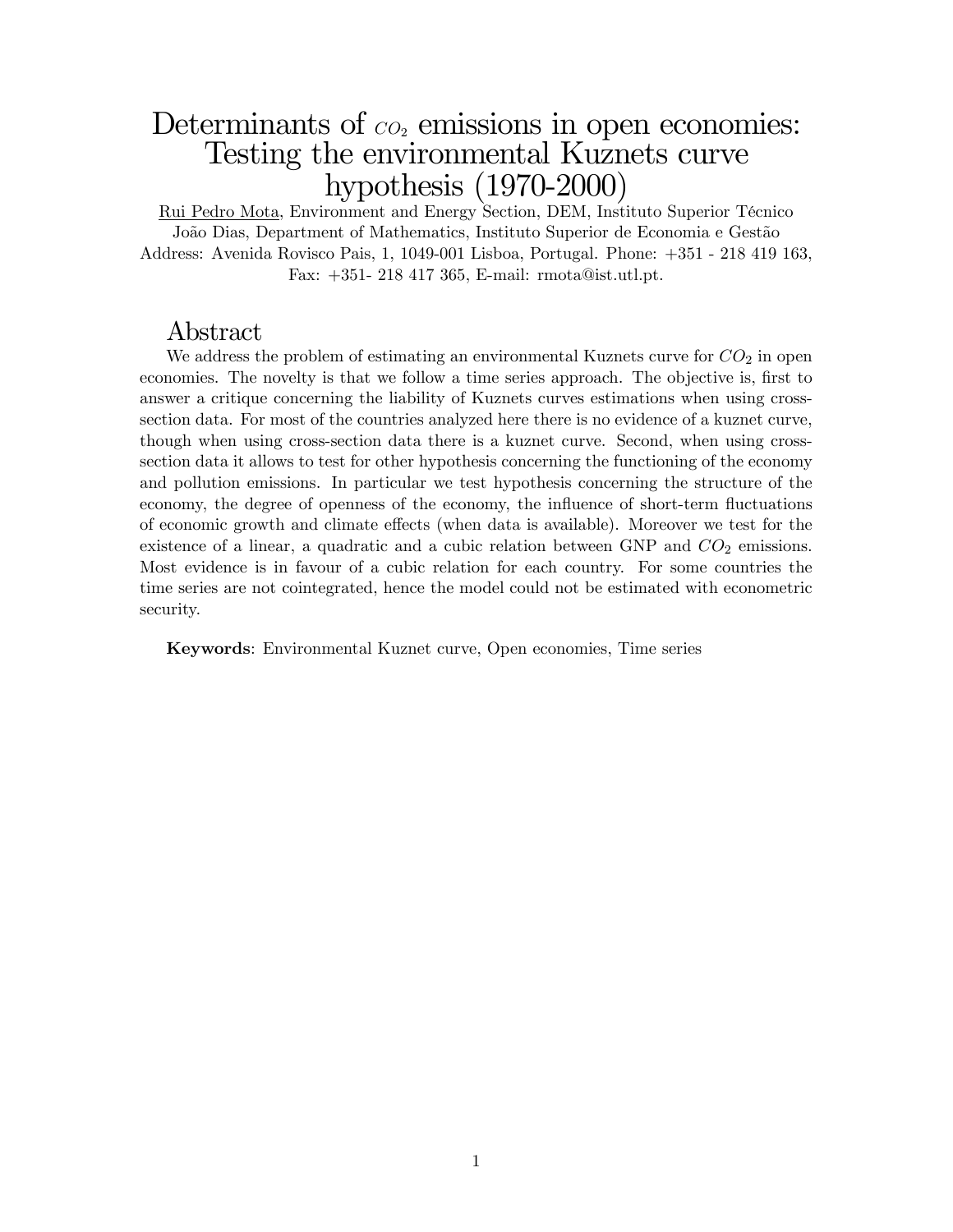# Determinants of $CO_2$ emissions in open economies: Testing the environmental Kuznets curve hypothesis (1970-2000)

Rui Pedro Mota, Environment and Energy Section, DEM, Instituto Superior Técnico
João Dias, Department of Mathematics, Instituto Superior de Economia e Gestão
Address: Avenida Rovisco Pais, 1, 1049-001 Lisboa, Portugal. Phone: +351 - 218 419 163, Fax: +351- 218 417 365, E-mail: rmota@ist.utl.pt.

## Abstract

We address the problem of estimating an environmental Kuznets curve for $CO_2$ in open economies. The novelty is that we follow a time series approach. The objective is, first to answer a critique concerning the liability of Kuznets curves estimations when using cross-section data. For most of the countries analyzed here there is no evidence of a kuznet curve, though when using cross-section data there is a kuznet curve. Second, when using cross-section data it allows to test for other hypothesis concerning the functioning of the economy and pollution emissions. In particular we test hypothesis concerning the structure of the economy, the degree of openness of the economy, the influence of short-term fluctuations of economic growth and climate effects (when data is available). Moreover we test for the existence of a linear, a quadratic and a cubic relation between GNP and $CO_2$ emissions. Most evidence is in favour of a cubic relation for each country. For some countries the time series are not cointegrated, hence the model could not be estimated with econometric security.

**Keywords**: Environmental Kuznet curve, Open economies, Time series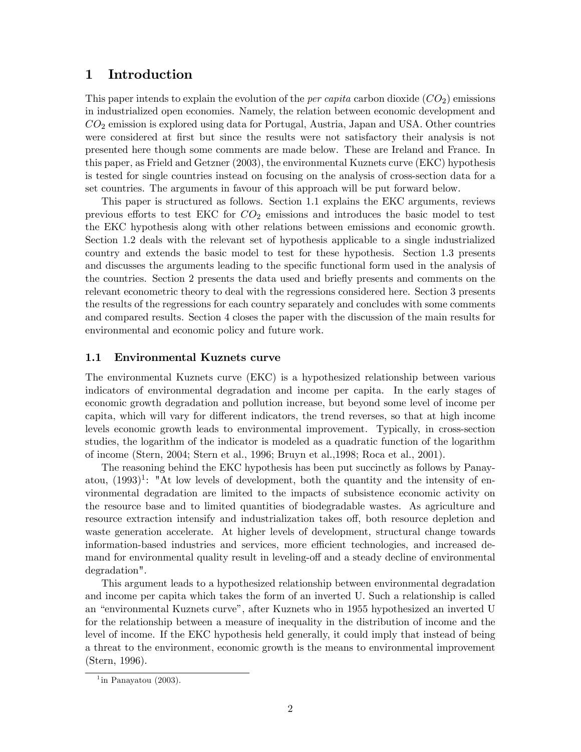# 1 Introduction

This paper intends to explain the evolution of the *per capita* carbon dioxide ($CO_2$) emissions in industrialized open economies. Namely, the relation between economic development and $CO_2$ emission is explored using data for Portugal, Austria, Japan and USA. Other countries were considered at first but since the results were not satisfactory their analysis is not presented here though some comments are made below. These are Ireland and France. In this paper, as Frield and Getzner (2003), the environmental Kuznets curve (EKC) hypothesis is tested for single countries instead on focusing on the analysis of cross-section data for a set countries. The arguments in favour of this approach will be put forward below.

This paper is structured as follows. Section 1.1 explains the EKC arguments, reviews previous efforts to test EKC for $CO_2$ emissions and introduces the basic model to test the EKC hypothesis along with other relations between emissions and economic growth. Section 1.2 deals with the relevant set of hypothesis applicable to a single industrialized country and extends the basic model to test for these hypothesis. Section 1.3 presents and discusses the arguments leading to the specific functional form used in the analysis of the countries. Section 2 presents the data used and briefly presents and comments on the relevant econometric theory to deal with the regressions considered here. Section 3 presents the results of the regressions for each country separately and concludes with some comments and compared results. Section 4 closes the paper with the discussion of the main results for environmental and economic policy and future work.

## 1.1 Environmental Kuznets curve

The environmental Kuznets curve (EKC) is a hypothesized relationship between various indicators of environmental degradation and income per capita. In the early stages of economic growth degradation and pollution increase, but beyond some level of income per capita, which will vary for different indicators, the trend reverses, so that at high income levels economic growth leads to environmental improvement. Typically, in cross-section studies, the logarithm of the indicator is modeled as a quadratic function of the logarithm of income (Stern, 2004; Stern et al., 1996; Bruyn et al.,1998; Roca et al., 2001).

The reasoning behind the EKC hypothesis has been put succinctly as follows by Panayatou, (1993)[1]: "At low levels of development, both the quantity and the intensity of environmental degradation are limited to the impacts of subsistence economic activity on the resource base and to limited quantities of biodegradable wastes. As agriculture and resource extraction intensify and industrialization takes off, both resource depletion and waste generation accelerate. At higher levels of development, structural change towards information-based industries and services, more efficient technologies, and increased demand for environmental quality result in leveling-off and a steady decline of environmental degradation".

This argument leads to a hypothesized relationship between environmental degradation and income per capita which takes the form of an inverted U. Such a relationship is called an "environmental Kuznets curve", after Kuznets who in 1955 hypothesized an inverted U for the relationship between a measure of inequality in the distribution of income and the level of income. If the EKC hypothesis held generally, it could imply that instead of being a threat to the environment, economic growth is the means to environmental improvement (Stern, 1996).

[1] in Panayatou (2003).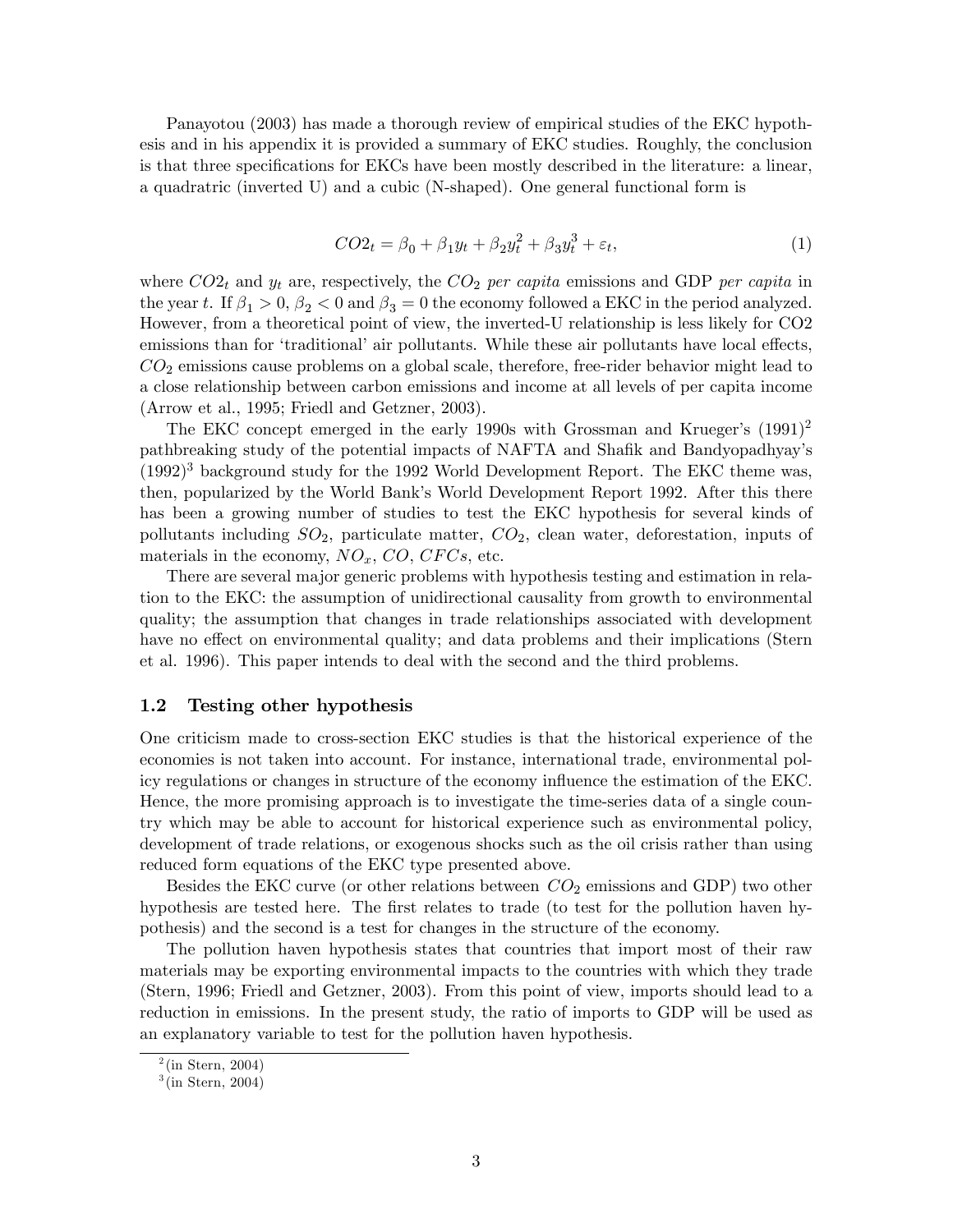Panayotou (2003) has made a thorough review of empirical studies of the EKC hypothesis and in his appendix it is provided a summary of EKC studies. Roughly, the conclusion is that three specifications for EKCs have been mostly described in the literature: a linear, a quadratric (inverted U) and a cubic (N-shaped). One general functional form is

$$CO2_t = \beta_0 + \beta_1 y_t + \beta_2 y_t^2 + \beta_3 y_t^3 + \varepsilon_t, \tag{1}$$

where $CO2_t$ and $y_t$ are, respectively, the $CO_2$ *per capita* emissions and GDP *per capita* in the year $t$. If $\beta_1 > 0$, $\beta_2 < 0$ and $\beta_3 = 0$ the economy followed a EKC in the period analyzed. However, from a theoretical point of view, the inverted-U relationship is less likely for CO2 emissions than for 'traditional' air pollutants. While these air pollutants have local effects, $CO_2$ emissions cause problems on a global scale, therefore, free-rider behavior might lead to a close relationship between carbon emissions and income at all levels of per capita income (Arrow et al., 1995; Friedl and Getzner, 2003).

The EKC concept emerged in the early 1990s with Grossman and Krueger's (1991)[2] pathbreaking study of the potential impacts of NAFTA and Shafik and Bandyopadhyay's (1992)[3] background study for the 1992 World Development Report. The EKC theme was, then, popularized by the World Bank's World Development Report 1992. After this there has been a growing number of studies to test the EKC hypothesis for several kinds of pollutants including $SO_2$, particulate matter, $CO_2$, clean water, deforestation, inputs of materials in the economy, $NO_x$, $CO$, $CFCs$, etc.

There are several major generic problems with hypothesis testing and estimation in relation to the EKC: the assumption of unidirectional causality from growth to environmental quality; the assumption that changes in trade relationships associated with development have no effect on environmental quality; and data problems and their implications (Stern et al. 1996). This paper intends to deal with the second and the third problems.

### 1.2 Testing other hypothesis

One criticism made to cross-section EKC studies is that the historical experience of the economies is not taken into account. For instance, international trade, environmental policy regulations or changes in structure of the economy influence the estimation of the EKC. Hence, the more promising approach is to investigate the time-series data of a single country which may be able to account for historical experience such as environmental policy, development of trade relations, or exogenous shocks such as the oil crisis rather than using reduced form equations of the EKC type presented above.

Besides the EKC curve (or other relations between $CO_2$ emissions and GDP) two other hypothesis are tested here. The first relates to trade (to test for the pollution haven hypothesis) and the second is a test for changes in the structure of the economy.

The pollution haven hypothesis states that countries that import most of their raw materials may be exporting environmental impacts to the countries with which they trade (Stern, 1996; Friedl and Getzner, 2003). From this point of view, imports should lead to a reduction in emissions. In the present study, the ratio of imports to GDP will be used as an explanatory variable to test for the pollution haven hypothesis.

[2] (in Stern, 2004)

[3] (in Stern, 2004)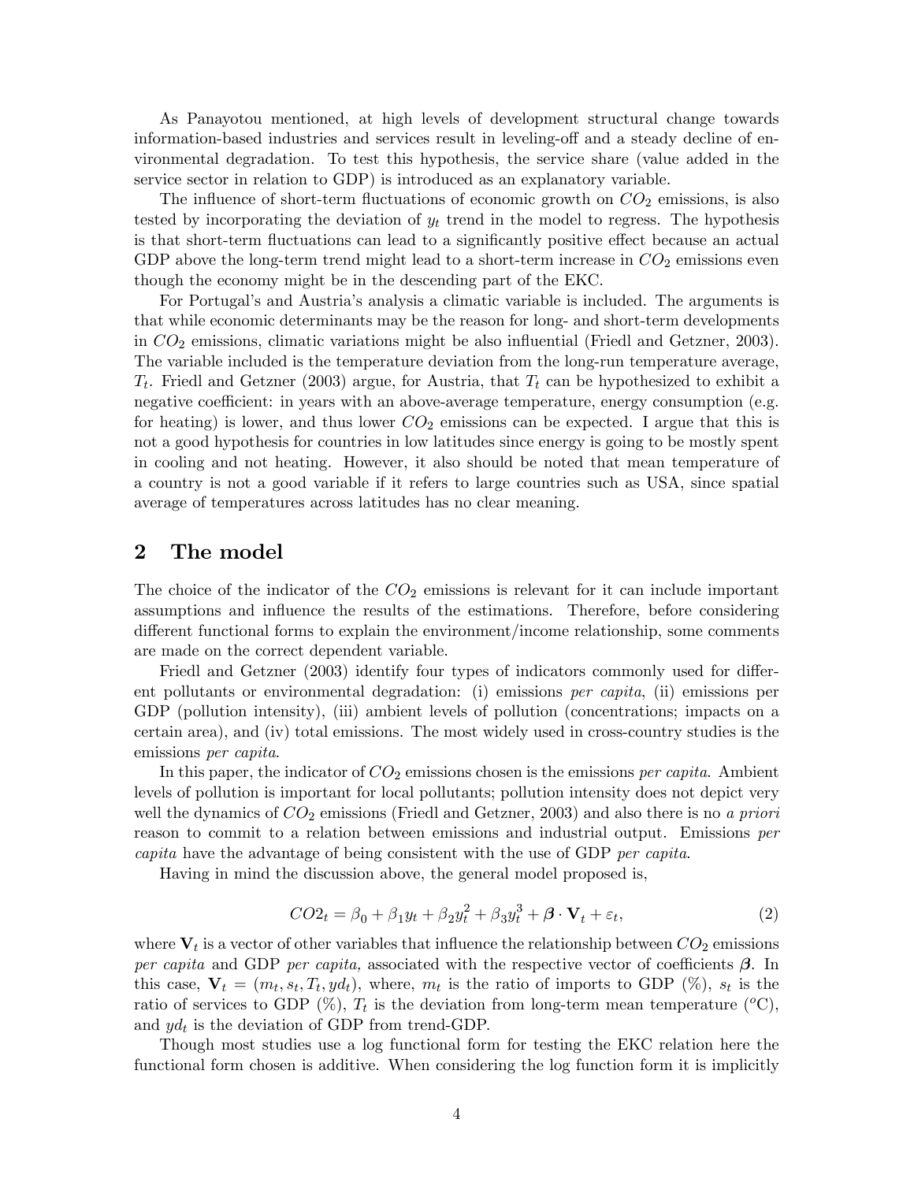As Panayotou mentioned, at high levels of development structural change towards information-based industries and services result in leveling-off and a steady decline of environmental degradation. To test this hypothesis, the service share (value added in the service sector in relation to GDP) is introduced as an explanatory variable.

The influence of short-term fluctuations of economic growth on $CO_2$ emissions, is also tested by incorporating the deviation of $y_t$ trend in the model to regress. The hypothesis is that short-term fluctuations can lead to a significantly positive effect because an actual GDP above the long-term trend might lead to a short-term increase in $CO_2$ emissions even though the economy might be in the descending part of the EKC.

For Portugal's and Austria's analysis a climatic variable is included. The arguments is that while economic determinants may be the reason for long- and short-term developments in $CO_2$ emissions, climatic variations might be also influential (Friedl and Getzner, 2003). The variable included is the temperature deviation from the long-run temperature average, $T_t$. Friedl and Getzner (2003) argue, for Austria, that $T_t$ can be hypothesized to exhibit a negative coefficient: in years with an above-average temperature, energy consumption (e.g. for heating) is lower, and thus lower $CO_2$ emissions can be expected. I argue that this is not a good hypothesis for countries in low latitudes since energy is going to be mostly spent in cooling and not heating. However, it also should be noted that mean temperature of a country is not a good variable if it refers to large countries such as USA, since spatial average of temperatures across latitudes has no clear meaning.

## 2 The model

The choice of the indicator of the $CO_2$ emissions is relevant for it can include important assumptions and influence the results of the estimations. Therefore, before considering different functional forms to explain the environment/income relationship, some comments are made on the correct dependent variable.

Friedl and Getzner (2003) identify four types of indicators commonly used for different pollutants or environmental degradation: (i) emissions *per capita*, (ii) emissions per GDP (pollution intensity), (iii) ambient levels of pollution (concentrations; impacts on a certain area), and (iv) total emissions. The most widely used in cross-country studies is the emissions *per capita*.

In this paper, the indicator of $CO_2$ emissions chosen is the emissions *per capita*. Ambient levels of pollution is important for local pollutants; pollution intensity does not depict very well the dynamics of $CO_2$ emissions (Friedl and Getzner, 2003) and also there is no *a priori* reason to commit to a relation between emissions and industrial output. Emissions *per capita* have the advantage of being consistent with the use of GDP *per capita*.

Having in mind the discussion above, the general model proposed is,

$$CO2_t = \beta_0 + \beta_1 y_t + \beta_2 y_t^2 + \beta_3 y_t^3 + \boldsymbol{\beta} \cdot \mathbf{V}_t + \varepsilon_t, \tag{2}$$

where $\mathbf{V}_t$ is a vector of other variables that influence the relationship between $CO_2$ emissions *per capita* and GDP *per capita,* associated with the respective vector of coefficients $\boldsymbol{\beta}$. In this case, $\mathbf{V}_t = (m_t, s_t, T_t, yd_t)$, where, $m_t$ is the ratio of imports to GDP (%), $s_t$ is the ratio of services to GDP (%), $T_t$ is the deviation from long-term mean temperature ($^o$C), and $yd_t$ is the deviation of GDP from trend-GDP.

Though most studies use a log functional form for testing the EKC relation here the functional form chosen is additive. When considering the log function form it is implicitly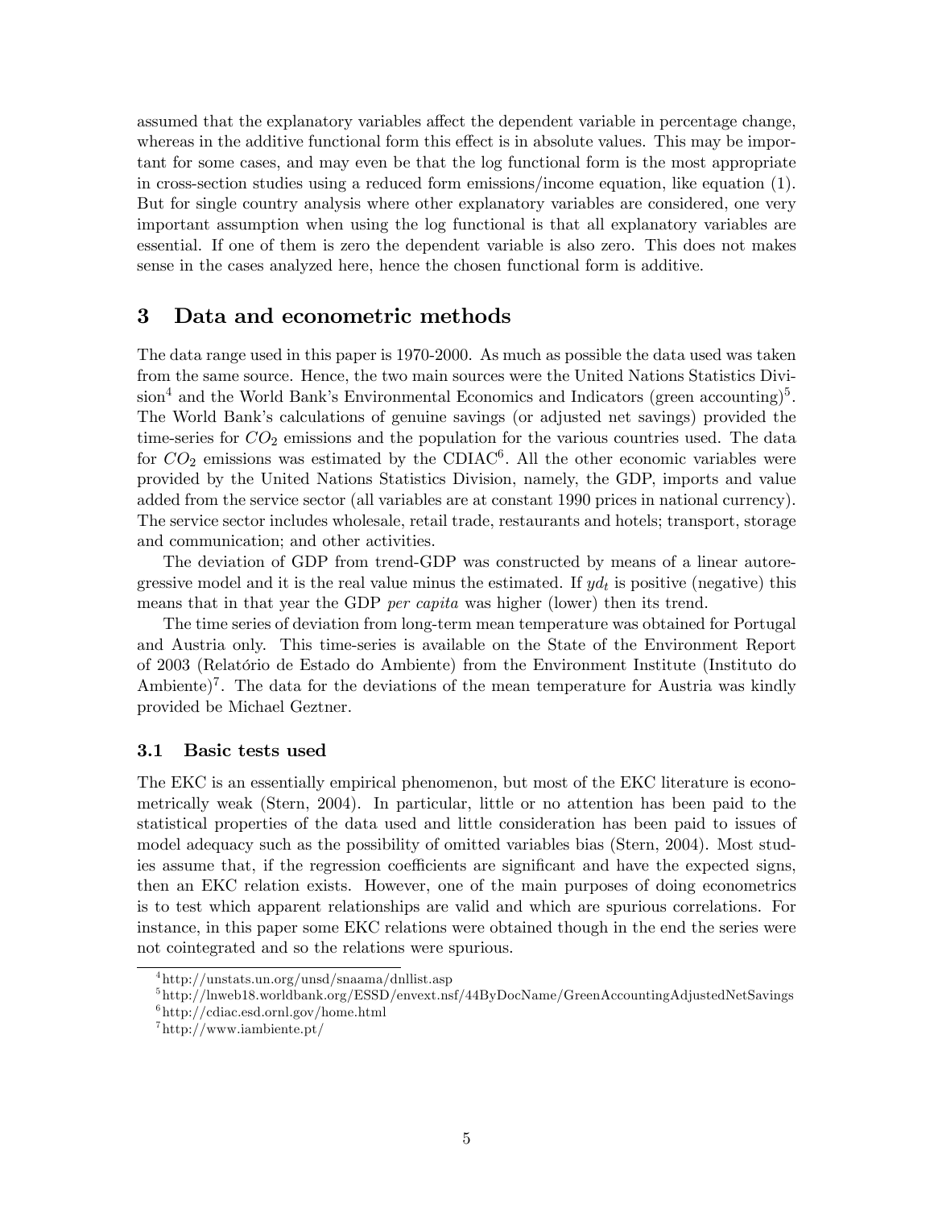assumed that the explanatory variables affect the dependent variable in percentage change, whereas in the additive functional form this effect is in absolute values. This may be important for some cases, and may even be that the log functional form is the most appropriate in cross-section studies using a reduced form emissions/income equation, like equation (1). But for single country analysis where other explanatory variables are considered, one very important assumption when using the log functional is that all explanatory variables are essential. If one of them is zero the dependent variable is also zero. This does not makes sense in the cases analyzed here, hence the chosen functional form is additive.

# 3 Data and econometric methods

The data range used in this paper is 1970-2000. As much as possible the data used was taken from the same source. Hence, the two main sources were the United Nations Statistics Division[4] and the World Bank's Environmental Economics and Indicators (green accounting)[5]. The World Bank's calculations of genuine savings (or adjusted net savings) provided the time-series for $CO_2$ emissions and the population for the various countries used. The data for $CO_2$ emissions was estimated by the CDIAC[6]. All the other economic variables were provided by the United Nations Statistics Division, namely, the GDP, imports and value added from the service sector (all variables are at constant 1990 prices in national currency). The service sector includes wholesale, retail trade, restaurants and hotels; transport, storage and communication; and other activities.

The deviation of GDP from trend-GDP was constructed by means of a linear autoregressive model and it is the real value minus the estimated. If $yd_t$ is positive (negative) this means that in that year the GDP *per capita* was higher (lower) then its trend.

The time series of deviation from long-term mean temperature was obtained for Portugal and Austria only. This time-series is available on the State of the Environment Report of 2003 (Relatório de Estado do Ambiente) from the Environment Institute (Instituto do Ambiente)[7]. The data for the deviations of the mean temperature for Austria was kindly provided be Michael Geztner.

## 3.1 Basic tests used

The EKC is an essentially empirical phenomenon, but most of the EKC literature is econometrically weak (Stern, 2004). In particular, little or no attention has been paid to the statistical properties of the data used and little consideration has been paid to issues of model adequacy such as the possibility of omitted variables bias (Stern, 2004). Most studies assume that, if the regression coefficients are significant and have the expected signs, then an EKC relation exists. However, one of the main purposes of doing econometrics is to test which apparent relationships are valid and which are spurious correlations. For instance, in this paper some EKC relations were obtained though in the end the series were not cointegrated and so the relations were spurious.

[4] http://unstats.un.org/unsd/snaama/dnllist.asp

[5] http://lnweb18.worldbank.org/ESSD/envext.nsf/44ByDocName/GreenAccountingAdjustedNetSavings

[6] http://cdiac.esd.ornl.gov/home.html

[7] http://www.iambiente.pt/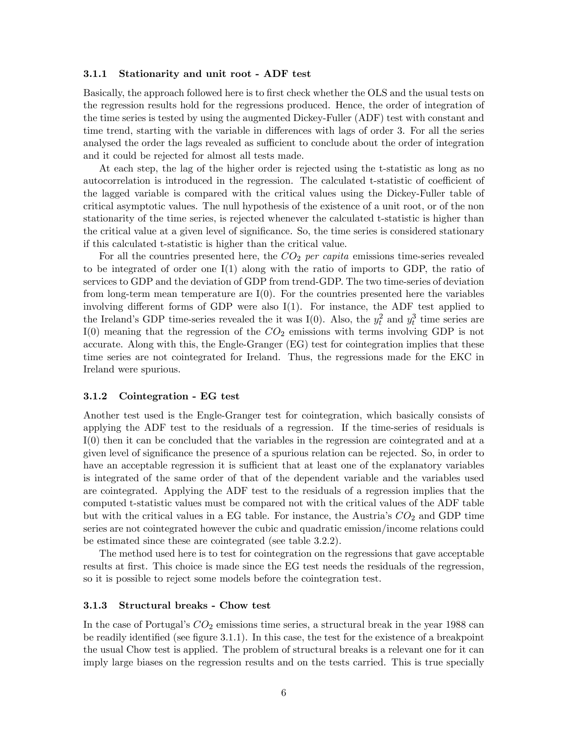### 3.1.1 Stationarity and unit root - ADF test

Basically, the approach followed here is to first check whether the OLS and the usual tests on the regression results hold for the regressions produced. Hence, the order of integration of the time series is tested by using the augmented Dickey-Fuller (ADF) test with constant and time trend, starting with the variable in differences with lags of order 3. For all the series analysed the order the lags revealed as sufficient to conclude about the order of integration and it could be rejected for almost all tests made.

At each step, the lag of the higher order is rejected using the t-statistic as long as no autocorrelation is introduced in the regression. The calculated t-statistic of coefficient of the lagged variable is compared with the critical values using the Dickey-Fuller table of critical asymptotic values. The null hypothesis of the existence of a unit root, or of the non stationarity of the time series, is rejected whenever the calculated t-statistic is higher than the critical value at a given level of significance. So, the time series is considered stationary if this calculated t-statistic is higher than the critical value.

For all the countries presented here, the $CO_2$ *per capita* emissions time-series revealed to be integrated of order one I(1) along with the ratio of imports to GDP, the ratio of services to GDP and the deviation of GDP from trend-GDP. The two time-series of deviation from long-term mean temperature are I(0). For the countries presented here the variables involving different forms of GDP were also I(1). For instance, the ADF test applied to the Ireland's GDP time-series revealed the it was I(0). Also, the $y_t^2$ and $y_t^3$ time series are I(0) meaning that the regression of the $CO_2$ emissions with terms involving GDP is not accurate. Along with this, the Engle-Granger (EG) test for cointegration implies that these time series are not cointegrated for Ireland. Thus, the regressions made for the EKC in Ireland were spurious.

### 3.1.2 Cointegration - EG test

Another test used is the Engle-Granger test for cointegration, which basically consists of applying the ADF test to the residuals of a regression. If the time-series of residuals is I(0) then it can be concluded that the variables in the regression are cointegrated and at a given level of significance the presence of a spurious relation can be rejected. So, in order to have an acceptable regression it is sufficient that at least one of the explanatory variables is integrated of the same order of that of the dependent variable and the variables used are cointegrated. Applying the ADF test to the residuals of a regression implies that the computed t-statistic values must be compared not with the critical values of the ADF table but with the critical values in a EG table. For instance, the Austria's $CO_2$ and GDP time series are not cointegrated however the cubic and quadratic emission/income relations could be estimated since these are cointegrated (see table 3.2.2).

The method used here is to test for cointegration on the regressions that gave acceptable results at first. This choice is made since the EG test needs the residuals of the regression, so it is possible to reject some models before the cointegration test.

### 3.1.3 Structural breaks - Chow test

In the case of Portugal's $CO_2$ emissions time series, a structural break in the year 1988 can be readily identified (see figure 3.1.1). In this case, the test for the existence of a breakpoint the usual Chow test is applied. The problem of structural breaks is a relevant one for it can imply large biases on the regression results and on the tests carried. This is true specially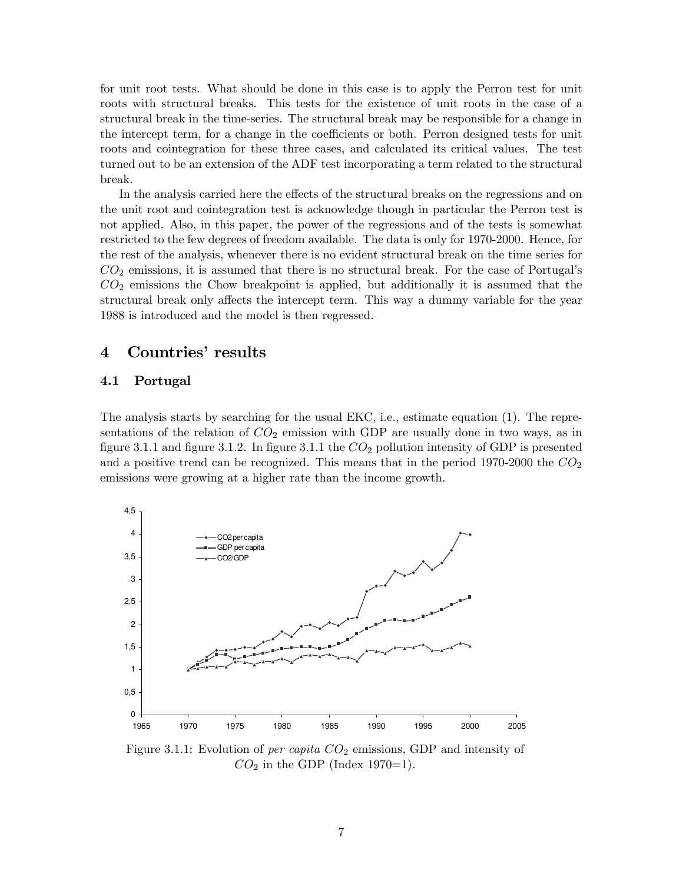for unit root tests. What should be done in this case is to apply the Perron test for unit roots with structural breaks. This tests for the existence of unit roots in the case of a structural break in the time-series. The structural break may be responsible for a change in the intercept term, for a change in the coefficients or both. Perron designed tests for unit roots and cointegration for these three cases, and calculated its critical values. The test turned out to be an extension of the ADF test incorporating a term related to the structural break.

In the analysis carried here the effects of the structural breaks on the regressions and on the unit root and cointegration test is acknowledge though in particular the Perron test is not applied. Also, in this paper, the power of the regressions and of the tests is somewhat restricted to the few degrees of freedom available. The data is only for 1970-2000. Hence, for the rest of the analysis, whenever there is no evident structural break on the time series for $CO_2$ emissions, it is assumed that there is no structural break. For the case of Portugal's $CO_2$ emissions the Chow breakpoint is applied, but additionally it is assumed that the structural break only affects the intercept term. This way a dummy variable for the year 1988 is introduced and the model is then regressed.

# 4 Countries' results

## 4.1 Portugal

The analysis starts by searching for the usual EKC, i.e., estimate equation (1). The representations of the relation of $CO_2$ emission with GDP are usually done in two ways, as in figure 3.1.1 and figure 3.1.2. In figure 3.1.1 the $CO_2$ pollution intensity of GDP is presented and a positive trend can be recognized. This means that in the period 1970-2000 the $CO_2$ emissions were growing at a higher rate than the income growth.

CO2 per capita
GDP per capita
CO2/GDP

4,5
4
3,5
3
2,5
2
1,5
1
0,5
0

1965 1970 1975 1980 1985 1990 1995 2000 2005

Figure 3.1.1: Evolution of *per capita* $CO_2$ emissions, GDP and intensity of $CO_2$ in the GDP (Index 1970=1).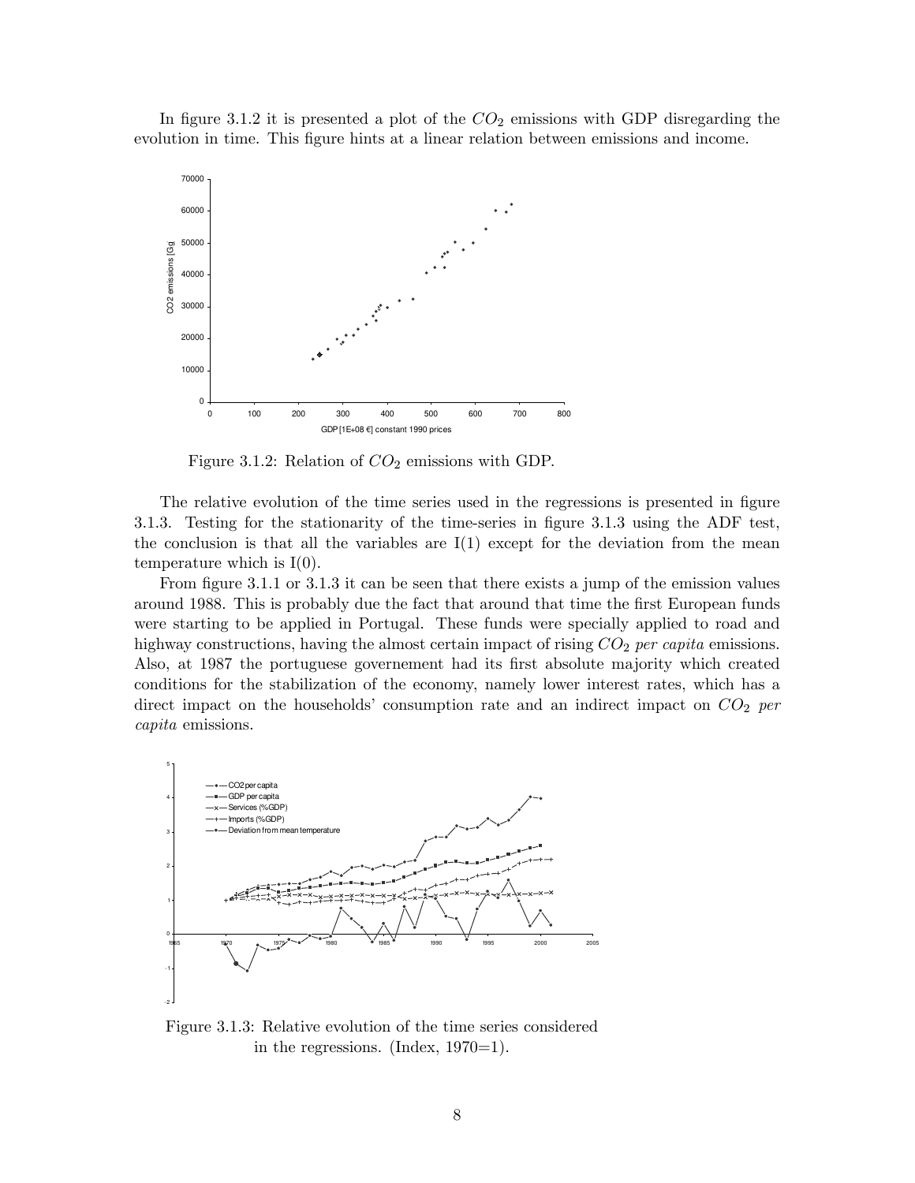In figure 3.1.2 it is presented a plot of the $CO_2$ emissions with GDP disregarding the evolution in time. This figure hints at a linear relation between emissions and income.

CO2 emissions [Gg

70000
60000
50000
40000
30000
20000
10000
0

0 100 200 300 400 500 600 700 800

GDP [1E+08 €] constant 1990 prices

Figure 3.1.2: Relation of $CO_2$ emissions with GDP.

The relative evolution of the time series used in the regressions is presented in figure 3.1.3. Testing for the stationarity of the time-series in figure 3.1.3 using the ADF test, the conclusion is that all the variables are I(1) except for the deviation from the mean temperature which is I(0).

From figure 3.1.1 or 3.1.3 it can be seen that there exists a jump of the emission values around 1988. This is probably due the fact that around that time the first European funds were starting to be applied in Portugal. These funds were specially applied to road and highway constructions, having the almost certain impact of rising $CO_2$ *per capita* emissions. Also, at 1987 the portuguese governement had its first absolute majority which created conditions for the stabilization of the economy, namely lower interest rates, which has a direct impact on the households' consumption rate and an indirect impact on $CO_2$ *per capita* emissions.

CO2 per capita
GDP per capita
Services (%GDP)
Imports (%GDP)
Deviation from mean temperature

5
4
3
2
1
0
-1
-2

1965 1970 1975 1980 1985 1990 1995 2000 2005

Figure 3.1.3: Relative evolution of the time series considered in the regressions. (Index, 1970=1).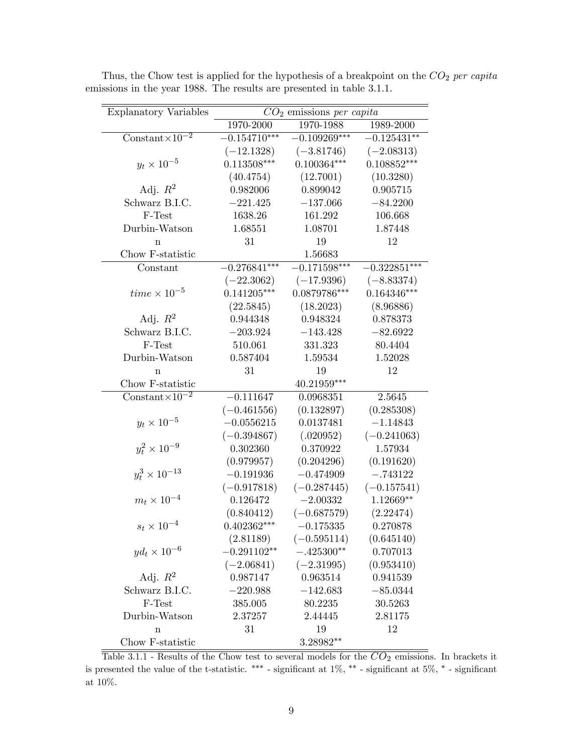Thus, the Chow test is applied for the hypothesis of a breakpoint on the $CO_2$ *per capita* emissions in the year 1988. The results are presented in table 3.1.1.

| Explanatory Variables | $CO_2$ emissions *per capita* | | |
|---|---|---|---|
| | 1970-2000 | 1970-1988 | 1989-2000 |
| Constant$\times 10^{-2}$ | $-0.154710^{***}$ | $-0.109269^{***}$ | $-0.125431^{**}$ |
| | $(-12.1328)$ | $(-3.81746)$ | $(-2.08313)$ |
| $y_t \times 10^{-5}$ | $0.113508^{***}$ | $0.100364^{***}$ | $0.108852^{***}$ |
| | $(40.4754)$ | $(12.7001)$ | $(10.3280)$ |
| Adj. $R^2$ | 0.982006 | 0.899042 | 0.905715 |
| Schwarz B.I.C. | $-221.425$ | $-137.066$ | $-84.2200$ |
| F-Test | 1638.26 | 161.292 | 106.668 |
| Durbin-Watson | 1.68551 | 1.08701 | 1.87448 |
| n | 31 | 19 | 12 |
| Chow F-statistic | | 1.56683 | |
| Constant | $-0.276841^{***}$ | $-0.171598^{***}$ | $-0.322851^{***}$ |
| | $(-22.3062)$ | $(-17.9396)$ | $(-8.83374)$ |
| $time \times 10^{-5}$ | $0.141205^{***}$ | $0.0879786^{***}$ | $0.164346^{***}$ |
| | $(22.5845)$ | $(18.2023)$ | $(8.96886)$ |
| Adj. $R^2$ | 0.944348 | 0.948324 | 0.878373 |
| Schwarz B.I.C. | $-203.924$ | $-143.428$ | $-82.6922$ |
| F-Test | 510.061 | 331.323 | 80.4404 |
| Durbin-Watson | 0.587404 | 1.59534 | 1.52028 |
| n | 31 | 19 | 12 |
| Chow F-statistic | | $40.21959^{***}$ | |
| Constant$\times 10^{-2}$ | $-0.111647$ | 0.0968351 | 2.5645 |
| | $(-0.461556)$ | $(0.132897)$ | $(0.285308)$ |
| $y_t \times 10^{-5}$ | $-0.0556215$ | 0.0137481 | $-1.14843$ |
| | $(-0.394867)$ | $(.020952)$ | $(-0.241063)$ |
| $y_t^2 \times 10^{-9}$ | 0.302360 | 0.370922 | 1.57934 |
| | $(0.979957)$ | $(0.204296)$ | $(0.191620)$ |
| $y_t^3 \times 10^{-13}$ | $-0.191936$ | $-0.474909$ | $-.743122$ |
| | $(-0.917818)$ | $(-0.287445)$ | $(-0.157541)$ |
| $m_t \times 10^{-4}$ | 0.126472 | $-2.00332$ | $1.12669^{**}$ |
| | $(0.840412)$ | $(-0.687579)$ | $(2.22474)$ |
| $s_t \times 10^{-4}$ | $0.402362^{***}$ | $-0.175335$ | 0.270878 |
| | $(2.81189)$ | $(-0.595114)$ | $(0.645140)$ |
| $yd_t \times 10^{-6}$ | $-0.291102^{**}$ | $-.425300^{**}$ | 0.707013 |
| | $(-2.06841)$ | $(-2.31995)$ | $(0.953410)$ |
| Adj. $R^2$ | 0.987147 | 0.963514 | 0.941539 |
| Schwarz B.I.C. | $-220.988$ | $-142.683$ | $-85.0344$ |
| F-Test | 385.005 | 80.2235 | 30.5263 |
| Durbin-Watson | 2.37257 | 2.44445 | 2.81175 |
| n | 31 | 19 | 12 |
| Chow F-statistic | | $3.28982^{**}$ | |

Table 3.1.1 - Results of the Chow test to several models for the $CO_2$ emissions. In brackets it is presented the value of the t-statistic. *** - significant at 1%, ** - significant at 5%, * - significant at 10%.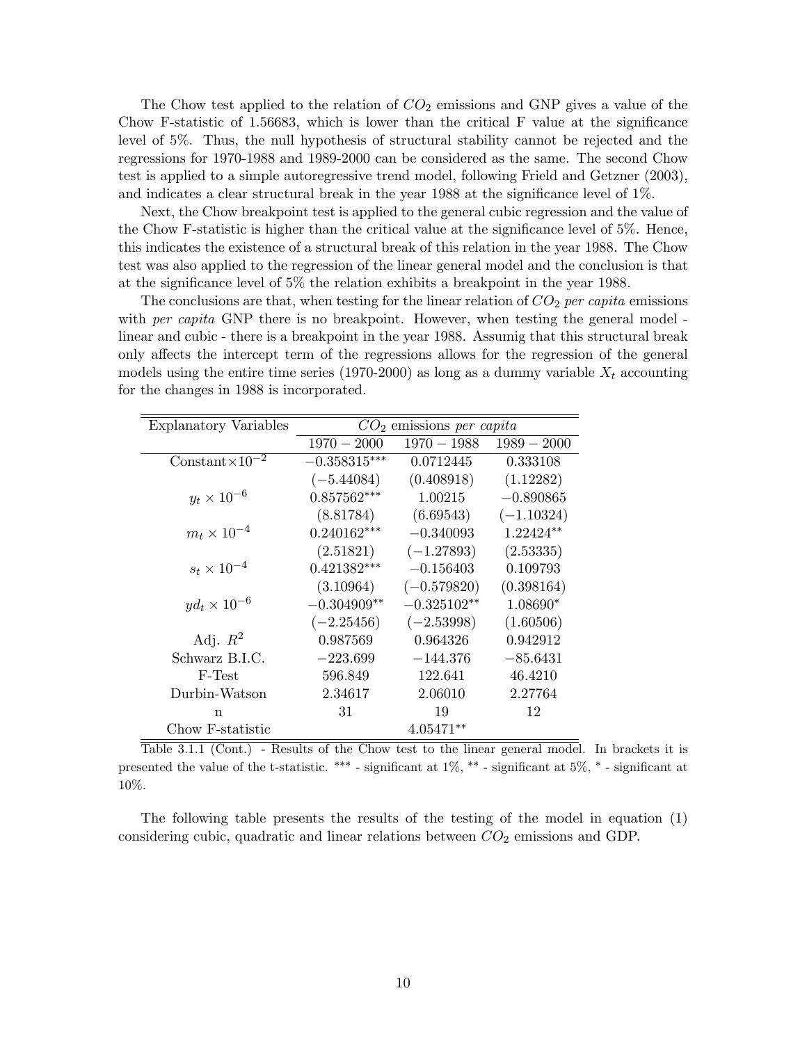The Chow test applied to the relation of $CO_2$ emissions and GNP gives a value of the Chow F-statistic of 1.56683, which is lower than the critical F value at the significance level of 5%. Thus, the null hypothesis of structural stability cannot be rejected and the regressions for 1970-1988 and 1989-2000 can be considered as the same. The second Chow test is applied to a simple autoregressive trend model, following Frield and Getzner (2003), and indicates a clear structural break in the year 1988 at the significance level of 1%.

Next, the Chow breakpoint test is applied to the general cubic regression and the value of the Chow F-statistic is higher than the critical value at the significance level of 5%. Hence, this indicates the existence of a structural break of this relation in the year 1988. The Chow test was also applied to the regression of the linear general model and the conclusion is that at the significance level of 5% the relation exhibits a breakpoint in the year 1988.

The conclusions are that, when testing for the linear relation of $CO_2$ *per capita* emissions with *per capita* GNP there is no breakpoint. However, when testing the general model - linear and cubic - there is a breakpoint in the year 1988. Assumig that this structural break only affects the intercept term of the regressions allows for the regression of the general models using the entire time series (1970-2000) as long as a dummy variable $X_t$ accounting for the changes in 1988 is incorporated.

| Explanatory Variables | $CO_2$ emissions *per capita* | | |
|---|---|---|---|
| | $1970-2000$ | $1970-1988$ | $1989-2000$ |
| Constant$\times 10^{-2}$ | $-0.358315^{***}$ | 0.0712445 | 0.333108 |
| | $(-5.44084)$ | (0.408918) | (1.12282) |
| $y_t \times 10^{-6}$ | $0.857562^{***}$ | 1.00215 | $-0.890865$ |
| | (8.81784) | (6.69543) | $(-1.10324)$ |
| $m_t \times 10^{-4}$ | $0.240162^{***}$ | $-0.340093$ | $1.22424^{**}$ |
| | (2.51821) | $(-1.27893)$ | (2.53335) |
| $s_t \times 10^{-4}$ | $0.421382^{***}$ | $-0.156403$ | 0.109793 |
| | (3.10964) | $(-0.579820)$ | (0.398164) |
| $yd_t \times 10^{-6}$ | $-0.304909^{**}$ | $-0.325102^{**}$ | $1.08690^{*}$ |
| | $(-2.25456)$ | $(-2.53998)$ | (1.60506) |
| Adj. $R^2$ | 0.987569 | 0.964326 | 0.942912 |
| Schwarz B.I.C. | $-223.699$ | $-144.376$ | $-85.6431$ |
| F-Test | 596.849 | 122.641 | 46.4210 |
| Durbin-Watson | 2.34617 | 2.06010 | 2.27764 |
| n | 31 | 19 | 12 |
| Chow F-statistic | | $4.05471^{**}$ | |

Table 3.1.1 (Cont.) - Results of the Chow test to the linear general model. In brackets it is presented the value of the t-statistic. *** - significant at 1%, ** - significant at 5%, * - significant at 10%.

The following table presents the results of the testing of the model in equation (1) considering cubic, quadratic and linear relations between $CO_2$ emissions and GDP.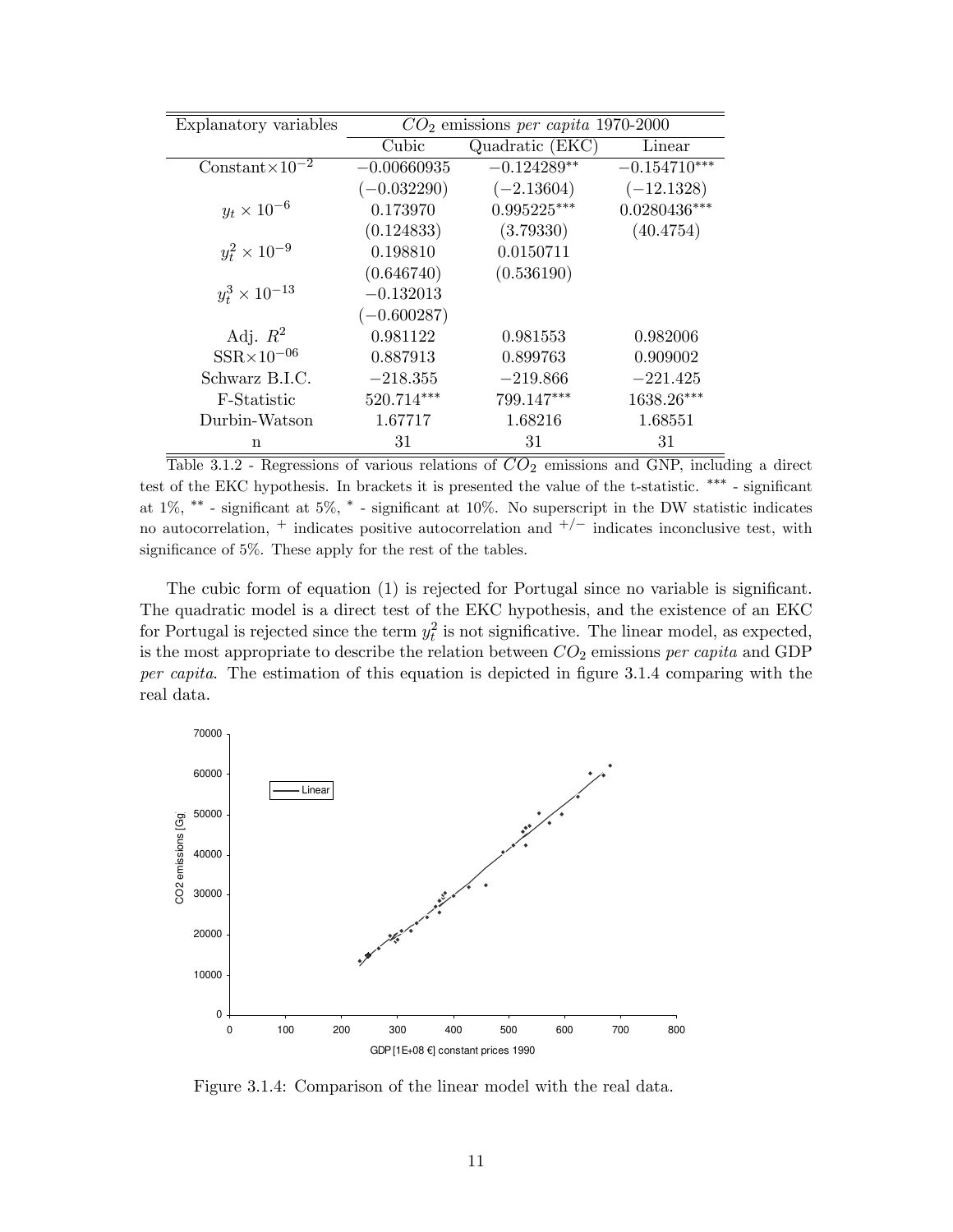| Explanatory variables | $CO_2$ emissions *per capita* 1970-2000 | | |
|---|---|---|---|
| | Cubic | Quadratic (EKC) | Linear |
| Constant$\times 10^{-2}$ | $-0.00660935$ | $-0.124289^{**}$ | $-0.154710^{***}$ |
| | $(-0.032290)$ | $(-2.13604)$ | $(-12.1328)$ |
| $y_t \times 10^{-6}$ | 0.173970 | $0.995225^{***}$ | $0.0280436^{***}$ |
| | (0.124833) | (3.79330) | (40.4754) |
| $y_t^2 \times 10^{-9}$ | 0.198810 | 0.0150711 | |
| | (0.646740) | (0.536190) | |
| $y_t^3 \times 10^{-13}$ | $-0.132013$ | | |
| | $(-0.600287)$ | | |
| Adj. $R^2$ | 0.981122 | 0.981553 | 0.982006 |
| SSR$\times 10^{-06}$ | 0.887913 | 0.899763 | 0.909002 |
| Schwarz B.I.C. | $-218.355$ | $-219.866$ | $-221.425$ |
| F-Statistic | $520.714^{***}$ | $799.147^{***}$ | $1638.26^{***}$ |
| Durbin-Watson | 1.67717 | 1.68216 | 1.68551 |
| n | 31 | 31 | 31 |

Table 3.1.2 - Regressions of various relations of $CO_2$ emissions and GNP, including a direct test of the EKC hypothesis. In brackets it is presented the value of the t-statistic. $^{***}$ - significant at 1%, $^{**}$ - significant at 5%, $^{*}$ - significant at 10%. No superscript in the DW statistic indicates no autocorrelation, $^{+}$ indicates positive autocorrelation and $^{+/-}$ indicates inconclusive test, with significance of 5%. These apply for the rest of the tables.

The cubic form of equation (1) is rejected for Portugal since no variable is significant. The quadratic model is a direct test of the EKC hypothesis, and the existence of an EKC for Portugal is rejected since the term $y_t^2$ is not significative. The linear model, as expected, is the most appropriate to describe the relation between $CO_2$ emissions *per capita* and GDP *per capita*. The estimation of this equation is depicted in figure 3.1.4 comparing with the real data.

70000
60000
50000
40000
30000
20000
10000
0
CO2 emissions [Gg
Linear
0 100 200 300 400 500 600 700 800
GDP [1E+08 €] constant prices 1990

Figure 3.1.4: Comparison of the linear model with the real data.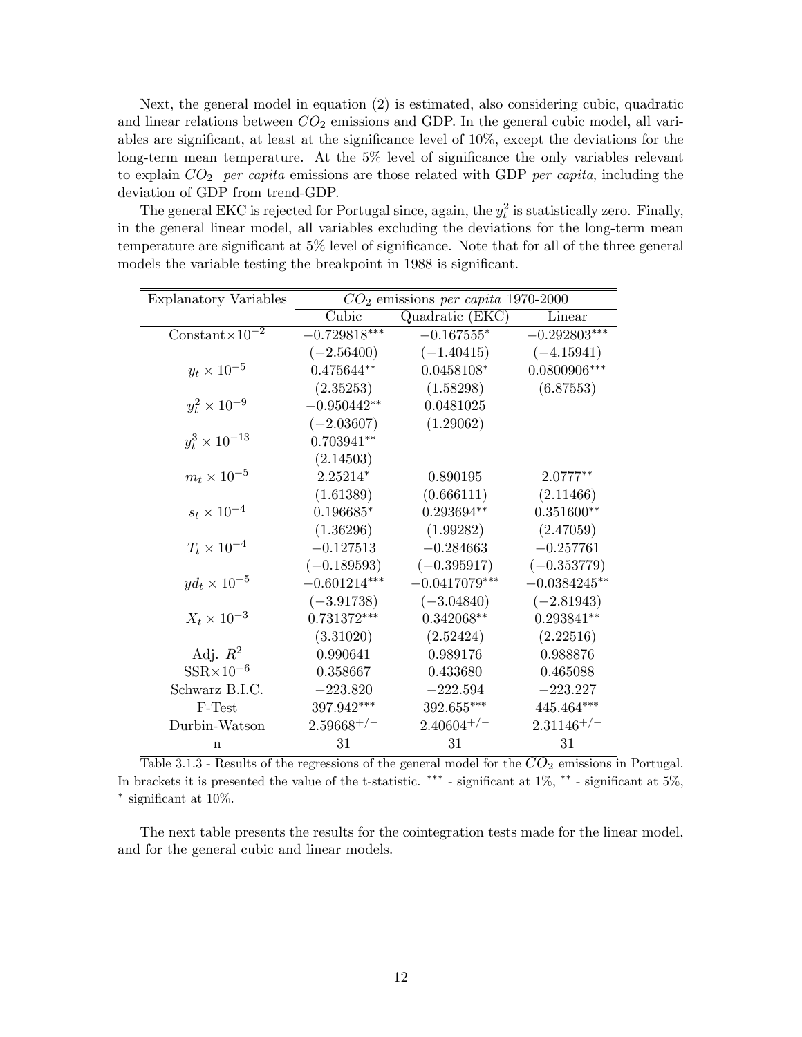Next, the general model in equation (2) is estimated, also considering cubic, quadratic and linear relations between $CO_2$ emissions and GDP. In the general cubic model, all variables are significant, at least at the significance level of 10%, except the deviations for the long-term mean temperature. At the 5% level of significance the only variables relevant to explain $CO_2$ *per capita* emissions are those related with GDP *per capita*, including the deviation of GDP from trend-GDP.

The general EKC is rejected for Portugal since, again, the $y_t^2$ is statistically zero. Finally, in the general linear model, all variables excluding the deviations for the long-term mean temperature are significant at 5% level of significance. Note that for all of the three general models the variable testing the breakpoint in 1988 is significant.

| Explanatory Variables | $CO_2$ emissions *per capita* 1970-2000 | | |
|---|---|---|---|
| | Cubic | Quadratic (EKC) | Linear |
| Constant$\times 10^{-2}$ | $-0.729818^{***}$ | $-0.167555^{*}$ | $-0.292803^{***}$ |
| | $(-2.56400)$ | $(-1.40415)$ | $(-4.15941)$ |
| $y_t \times 10^{-5}$ | $0.475644^{**}$ | $0.0458108^{*}$ | $0.0800906^{***}$ |
| | $(2.35253)$ | $(1.58298)$ | $(6.87553)$ |
| $y_t^2 \times 10^{-9}$ | $-0.950442^{**}$ | $0.0481025$ | |
| | $(-2.03607)$ | $(1.29062)$ | |
| $y_t^3 \times 10^{-13}$ | $0.703941^{**}$ | | |
| | $(2.14503)$ | | |
| $m_t \times 10^{-5}$ | $2.25214^{*}$ | $0.890195$ | $2.0777^{**}$ |
| | $(1.61389)$ | $(0.666111)$ | $(2.11466)$ |
| $s_t \times 10^{-4}$ | $0.196685^{*}$ | $0.293694^{**}$ | $0.351600^{**}$ |
| | $(1.36296)$ | $(1.99282)$ | $(2.47059)$ |
| $T_t \times 10^{-4}$ | $-0.127513$ | $-0.284663$ | $-0.257761$ |
| | $(-0.189593)$ | $(-0.395917)$ | $(-0.353779)$ |
| $yd_t \times 10^{-5}$ | $-0.601214^{***}$ | $-0.0417079^{***}$ | $-0.0384245^{**}$ |
| | $(-3.91738)$ | $(-3.04840)$ | $(-2.81943)$ |
| $X_t \times 10^{-3}$ | $0.731372^{***}$ | $0.342068^{**}$ | $0.293841^{**}$ |
| | $(3.31020)$ | $(2.52424)$ | $(2.22516)$ |
| Adj. $R^2$ | 0.990641 | 0.989176 | 0.988876 |
| SSR$\times 10^{-6}$ | 0.358667 | 0.433680 | 0.465088 |
| Schwarz B.I.C. | $-223.820$ | $-222.594$ | $-223.227$ |
| F-Test | $397.942^{***}$ | $392.655^{***}$ | $445.464^{***}$ |
| Durbin-Watson | $2.59668^{+/-}$ | $2.40604^{+/-}$ | $2.31146^{+/-}$ |
| n | 31 | 31 | 31 |

Table 3.1.3 - Results of the regressions of the general model for the $CO_2$ emissions in Portugal. In brackets it is presented the value of the t-statistic. *** - significant at 1%, ** - significant at 5%, * significant at 10%.

The next table presents the results for the cointegration tests made for the linear model, and for the general cubic and linear models.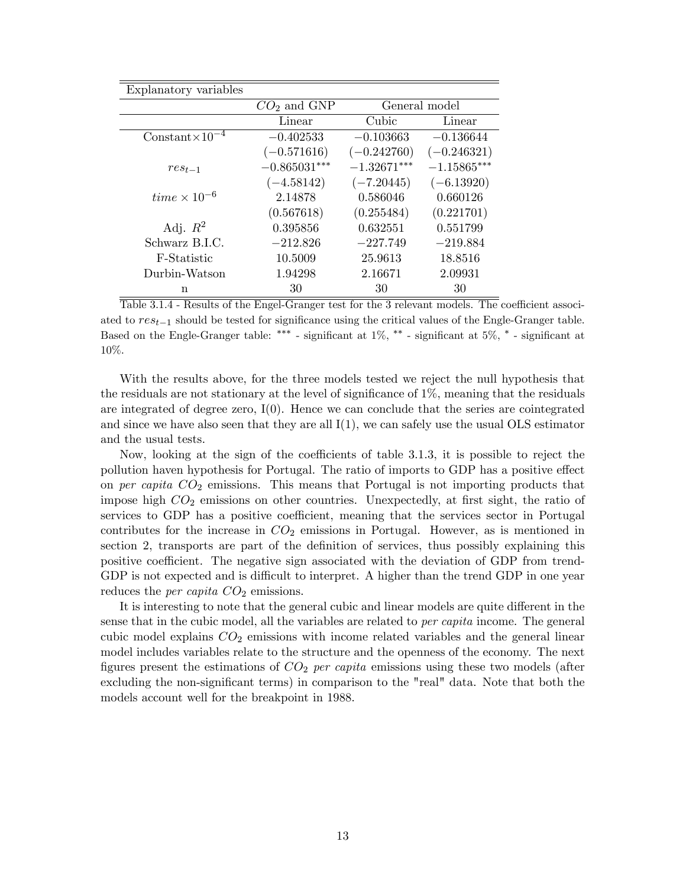| Explanatory variables | | | |
|---|---|---|---|
| | $CO_2$ and GNP | General model | |
| | Linear | Cubic | Linear |
| Constant$\times 10^{-4}$ | $-0.402533$ | $-0.103663$ | $-0.136644$ |
| | $(-0.571616)$ | $(-0.242760)$ | $(-0.246321)$ |
| $res_{t-1}$ | $-0.865031^{***}$ | $-1.32671^{***}$ | $-1.15865^{***}$ |
| | $(-4.58142)$ | $(-7.20445)$ | $(-6.13920)$ |
| $time \times 10^{-6}$ | 2.14878 | 0.586046 | 0.660126 |
| | (0.567618) | (0.255484) | (0.221701) |
| Adj. $R^2$ | 0.395856 | 0.632551 | 0.551799 |
| Schwarz B.I.C. | $-212.826$ | $-227.749$ | $-219.884$ |
| F-Statistic | 10.5009 | 25.9613 | 18.8516 |
| Durbin-Watson | 1.94298 | 2.16671 | 2.09931 |
| n | 30 | 30 | 30 |

Table 3.1.4 - Results of the Engel-Granger test for the 3 relevant models. The coefficient associated to $res_{t-1}$ should be tested for significance using the critical values of the Engle-Granger table. Based on the Engle-Granger table: $^{***}$ - significant at 1%, $^{**}$ - significant at 5%, $^{*}$ - significant at 10%.

With the results above, for the three models tested we reject the null hypothesis that the residuals are not stationary at the level of significance of 1%, meaning that the residuals are integrated of degree zero, I(0). Hence we can conclude that the series are cointegrated and since we have also seen that they are all I(1), we can safely use the usual OLS estimator and the usual tests.

Now, looking at the sign of the coefficients of table 3.1.3, it is possible to reject the pollution haven hypothesis for Portugal. The ratio of imports to GDP has a positive effect on *per capita* $CO_2$ emissions. This means that Portugal is not importing products that impose high $CO_2$ emissions on other countries. Unexpectedly, at first sight, the ratio of services to GDP has a positive coefficient, meaning that the services sector in Portugal contributes for the increase in $CO_2$ emissions in Portugal. However, as is mentioned in section 2, transports are part of the definition of services, thus possibly explaining this positive coefficient. The negative sign associated with the deviation of GDP from trend-GDP is not expected and is difficult to interpret. A higher than the trend GDP in one year reduces the *per capita* $CO_2$ emissions.

It is interesting to note that the general cubic and linear models are quite different in the sense that in the cubic model, all the variables are related to *per capita* income. The general cubic model explains $CO_2$ emissions with income related variables and the general linear model includes variables relate to the structure and the openness of the economy. The next figures present the estimations of $CO_2$ *per capita* emissions using these two models (after excluding the non-significant terms) in comparison to the "real" data. Note that both the models account well for the breakpoint in 1988.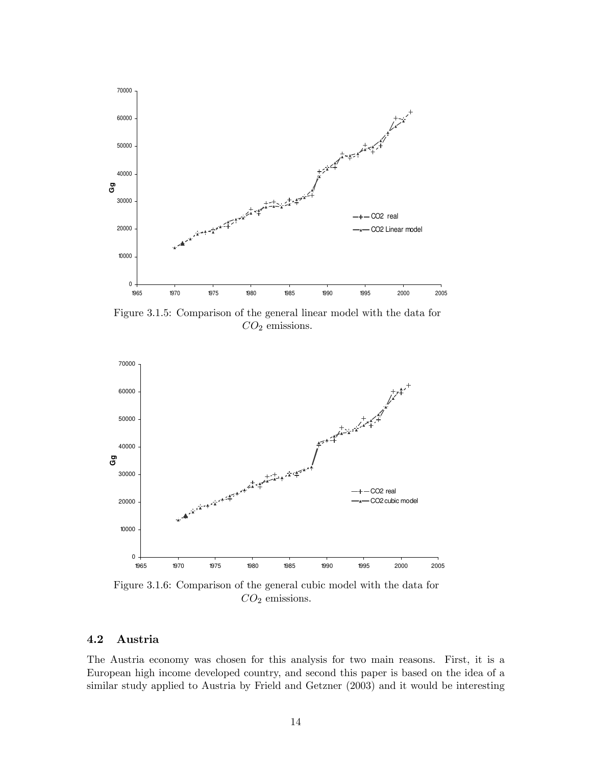70000
60000
50000
40000
30000
20000
10000
0
Gg
1965 1970 1975 1980 1985 1990 1995 2000 2005
CO2 real
CO2 Linear model

Figure 3.1.5: Comparison of the general linear model with the data for $CO_2$ emissions.

70000
60000
50000
40000
30000
20000
10000
0
Gg
1965 1970 1975 1980 1985 1990 1995 2000 2005
CO2 real
CO2 cubic model

Figure 3.1.6: Comparison of the general cubic model with the data for $CO_2$ emissions.

## 4.2 Austria

The Austria economy was chosen for this analysis for two main reasons. First, it is a European high income developed country, and second this paper is based on the idea of a similar study applied to Austria by Frield and Getzner (2003) and it would be interesting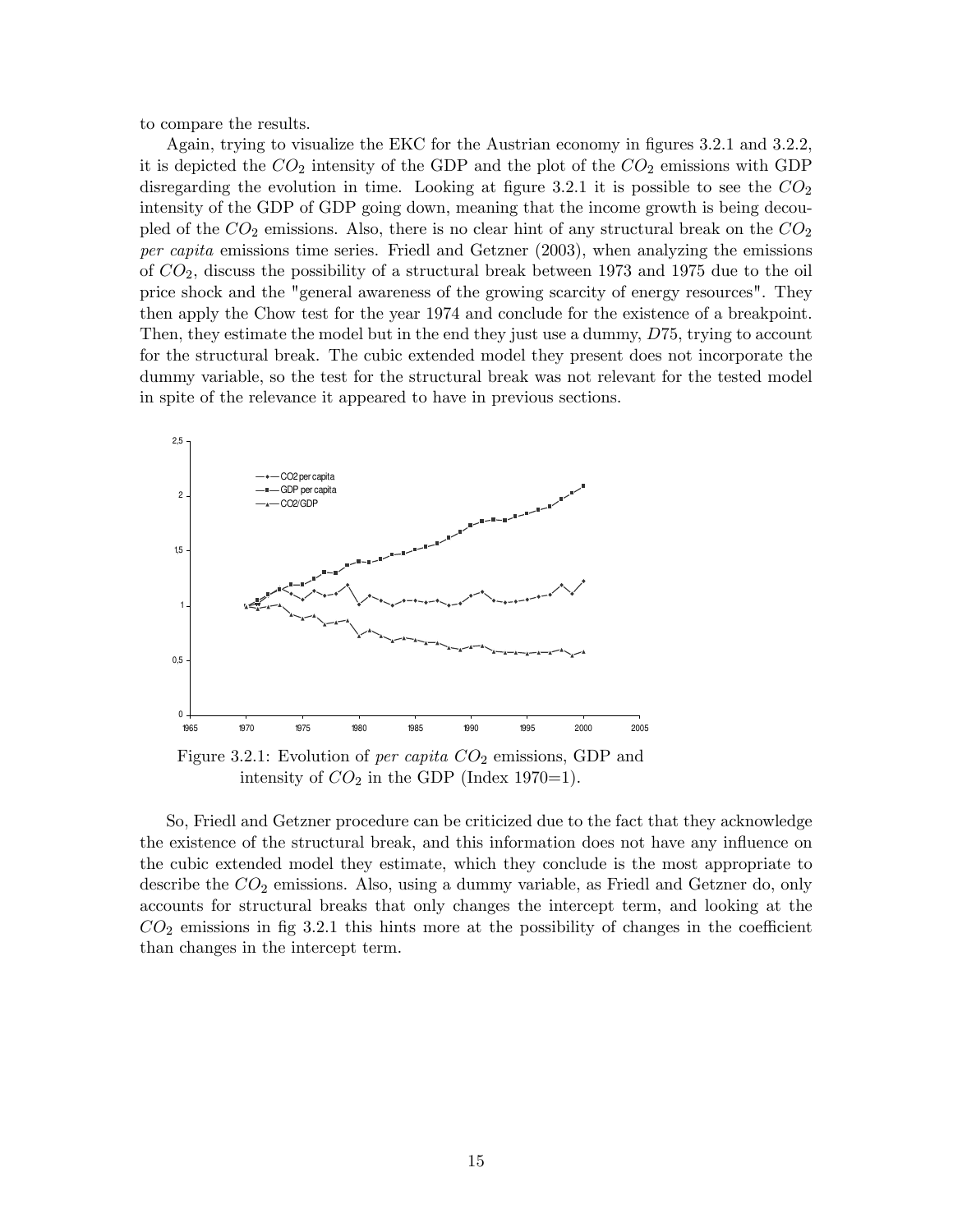to compare the results.

Again, trying to visualize the EKC for the Austrian economy in figures 3.2.1 and 3.2.2, it is depicted the $CO_2$ intensity of the GDP and the plot of the $CO_2$ emissions with GDP disregarding the evolution in time. Looking at figure 3.2.1 it is possible to see the $CO_2$ intensity of the GDP of GDP going down, meaning that the income growth is being decoupled of the $CO_2$ emissions. Also, there is no clear hint of any structural break on the $CO_2$ *per capita* emissions time series. Friedl and Getzner (2003), when analyzing the emissions of $CO_2$, discuss the possibility of a structural break between 1973 and 1975 due to the oil price shock and the "general awareness of the growing scarcity of energy resources". They then apply the Chow test for the year 1974 and conclude for the existence of a breakpoint. Then, they estimate the model but in the end they just use a dummy, $D75$, trying to account for the structural break. The cubic extended model they present does not incorporate the dummy variable, so the test for the structural break was not relevant for the tested model in spite of the relevance it appeared to have in previous sections.

CO2 per capita
GDP per capita
CO2/GDP

2,5
2
1,5
1
0,5
0

1965 1970 1975 1980 1985 1990 1995 2000 2005

Figure 3.2.1: Evolution of *per capita* $CO_2$ emissions, GDP and intensity of $CO_2$ in the GDP (Index 1970=1).

So, Friedl and Getzner procedure can be criticized due to the fact that they acknowledge the existence of the structural break, and this information does not have any influence on the cubic extended model they estimate, which they conclude is the most appropriate to describe the $CO_2$ emissions. Also, using a dummy variable, as Friedl and Getzner do, only accounts for structural breaks that only changes the intercept term, and looking at the $CO_2$ emissions in fig 3.2.1 this hints more at the possibility of changes in the coefficient than changes in the intercept term.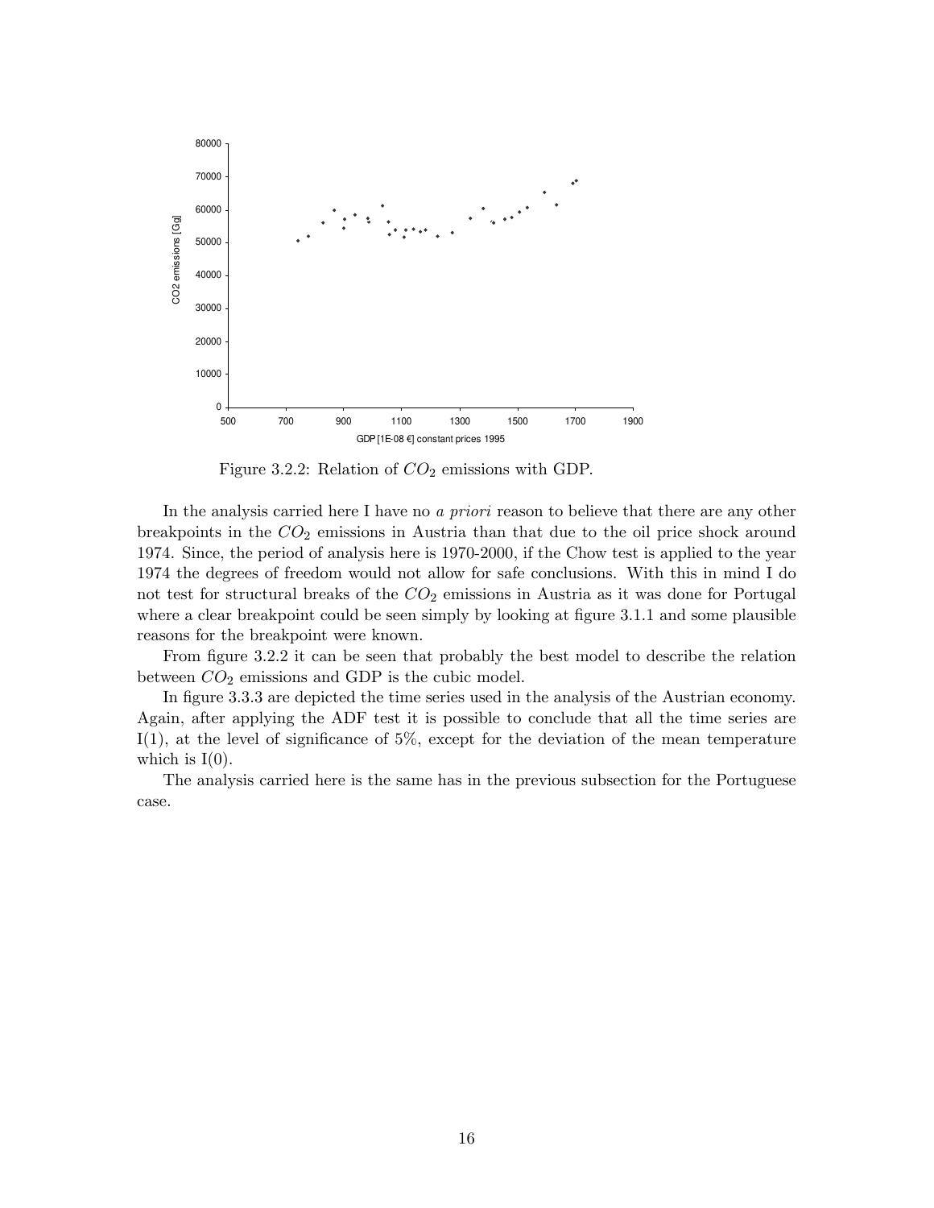80000
70000
60000
50000
40000
30000
20000
10000
0

CO2 emissions [Gg]

500 700 900 1100 1300 1500 1700 1900

GDP [1E-08 €] constant prices 1995

Figure 3.2.2: Relation of $CO_2$ emissions with GDP.

In the analysis carried here I have no *a priori* reason to believe that there are any other breakpoints in the $CO_2$ emissions in Austria than that due to the oil price shock around 1974. Since, the period of analysis here is 1970-2000, if the Chow test is applied to the year 1974 the degrees of freedom would not allow for safe conclusions. With this in mind I do not test for structural breaks of the $CO_2$ emissions in Austria as it was done for Portugal where a clear breakpoint could be seen simply by looking at figure 3.1.1 and some plausible reasons for the breakpoint were known.

From figure 3.2.2 it can be seen that probably the best model to describe the relation between $CO_2$ emissions and GDP is the cubic model.

In figure 3.3.3 are depicted the time series used in the analysis of the Austrian economy. Again, after applying the ADF test it is possible to conclude that all the time series are I(1), at the level of significance of 5%, except for the deviation of the mean temperature which is I(0).

The analysis carried here is the same has in the previous subsection for the Portuguese case.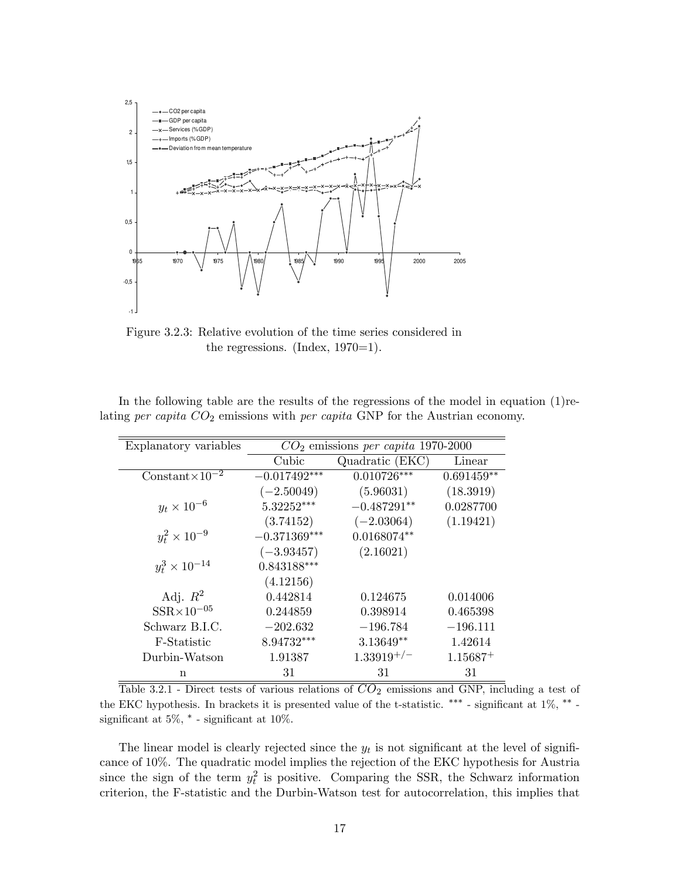2,5
2
1,5
1
0,5
0
-0,5
-1

1965 1970 1975 1980 1985 1990 1995 2000 2005

CO2 per capita
GDP per capita
Services (%GDP)
Imports (%GDP)
Deviation from mean temperature

Figure 3.2.3: Relative evolution of the time series considered in the regressions. (Index, 1970=1).

In the following table are the results of the regressions of the model in equation (1)relating *per capita* $CO_2$ emissions with *per capita* GNP for the Austrian economy.

| Explanatory variables | $CO_2$ emissions *per capita* 1970-2000 | | |
|---|---|---|---|
| | Cubic | Quadratic (EKC) | Linear |
| Constant$\times 10^{-2}$ | $-0.017492^{***}$ | $0.010726^{***}$ | $0.691459^{**}$ |
| | $(-2.50049)$ | $(5.96031)$ | $(18.3919)$ |
| $y_t \times 10^{-6}$ | $5.32252^{***}$ | $-0.487291^{**}$ | $0.0287700$ |
| | $(3.74152)$ | $(-2.03064)$ | $(1.19421)$ |
| $y_t^2 \times 10^{-9}$ | $-0.371369^{***}$ | $0.0168074^{**}$ | |
| | $(-3.93457)$ | $(2.16021)$ | |
| $y_t^3 \times 10^{-14}$ | $0.843188^{***}$ | | |
| | $(4.12156)$ | | |
| Adj. $R^2$ | 0.442814 | 0.124675 | 0.014006 |
| SSR$\times 10^{-05}$ | 0.244859 | 0.398914 | 0.465398 |
| Schwarz B.I.C. | $-202.632$ | $-196.784$ | $-196.111$ |
| F-Statistic | $8.94732^{***}$ | $3.13649^{**}$ | 1.42614 |
| Durbin-Watson | 1.91387 | $1.33919^{+/-}$ | $1.15687^{+}$ |
| n | 31 | 31 | 31 |

Table 3.2.1 - Direct tests of various relations of $CO_2$ emissions and GNP, including a test of the EKC hypothesis. In brackets it is presented value of the t-statistic. *** - significant at 1%, ** - significant at 5%, * - significant at 10%.

The linear model is clearly rejected since the $y_t$ is not significant at the level of significance of 10%. The quadratic model implies the rejection of the EKC hypothesis for Austria since the sign of the term $y_t^2$ is positive. Comparing the SSR, the Schwarz information criterion, the F-statistic and the Durbin-Watson test for autocorrelation, this implies that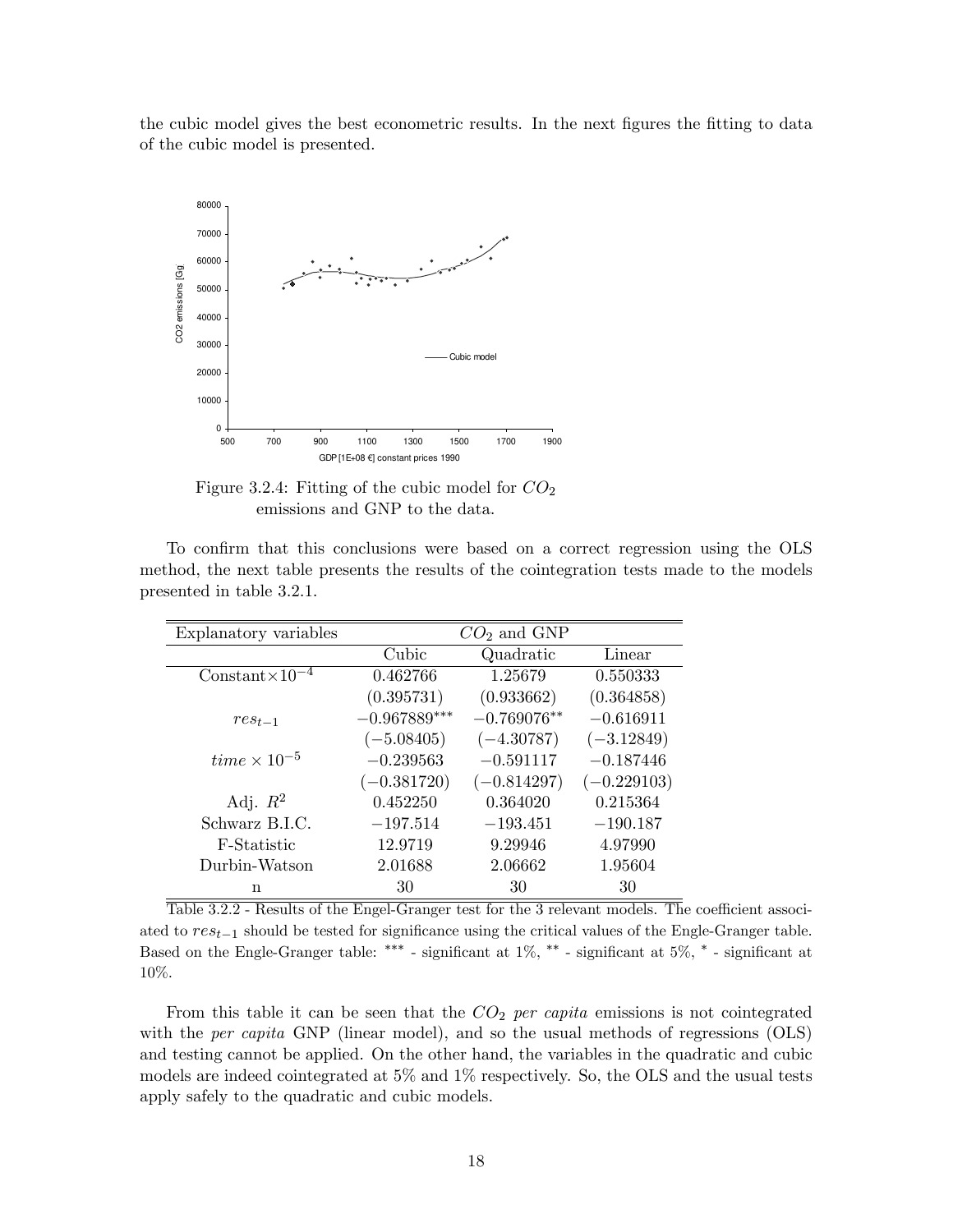the cubic model gives the best econometric results. In the next figures the fitting to data of the cubic model is presented.

80000
70000
60000
50000
40000
30000
20000
10000
0
CO2 emissions [Gg]
500 700 900 1100 1300 1500 1700 1900
GDP [1E+08 €] constant prices 1990
Cubic model

Figure 3.2.4: Fitting of the cubic model for $CO_2$ emissions and GNP to the data.

To confirm that this conclusions were based on a correct regression using the OLS method, the next table presents the results of the cointegration tests made to the models presented in table 3.2.1.

| Explanatory variables | $CO_2$ and GNP | | |
|---|---|---|---|
| | Cubic | Quadratic | Linear |
| Constant$\times 10^{-4}$ | 0.462766 | 1.25679 | 0.550333 |
| | (0.395731) | (0.933662) | (0.364858) |
| $res_{t-1}$ | $-0.967889^{***}$ | $-0.769076^{**}$ | $-0.616911$ |
| | $(-5.08405)$ | $(-4.30787)$ | $(-3.12849)$ |
| $time \times 10^{-5}$ | $-0.239563$ | $-0.591117$ | $-0.187446$ |
| | $(-0.381720)$ | $(-0.814297)$ | $(-0.229103)$ |
| Adj. $R^2$ | 0.452250 | 0.364020 | 0.215364 |
| Schwarz B.I.C. | $-197.514$ | $-193.451$ | $-190.187$ |
| F-Statistic | 12.9719 | 9.29946 | 4.97990 |
| Durbin-Watson | 2.01688 | 2.06662 | 1.95604 |
| n | 30 | 30 | 30 |

Table 3.2.2 - Results of the Engel-Granger test for the 3 relevant models. The coefficient associated to $res_{t-1}$ should be tested for significance using the critical values of the Engle-Granger table. Based on the Engle-Granger table: $^{***}$ - significant at 1%, $^{**}$ - significant at 5%, $^{*}$ - significant at 10%.

From this table it can be seen that the $CO_2$ *per capita* emissions is not cointegrated with the *per capita* GNP (linear model), and so the usual methods of regressions (OLS) and testing cannot be applied. On the other hand, the variables in the quadratic and cubic models are indeed cointegrated at 5% and 1% respectively. So, the OLS and the usual tests apply safely to the quadratic and cubic models.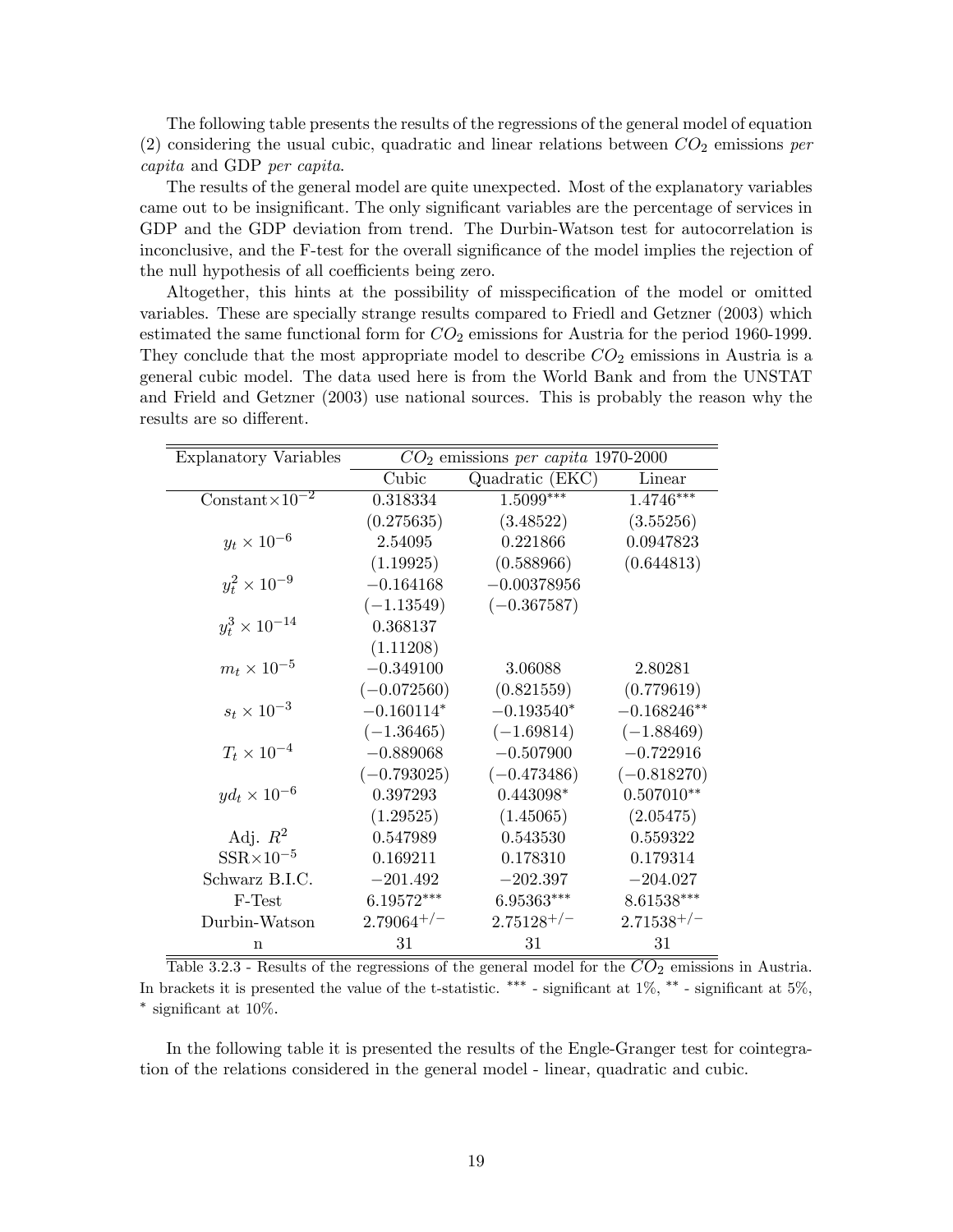The following table presents the results of the regressions of the general model of equation (2) considering the usual cubic, quadratic and linear relations between $CO_2$ emissions *per capita* and GDP *per capita*.

The results of the general model are quite unexpected. Most of the explanatory variables came out to be insignificant. The only significant variables are the percentage of services in GDP and the GDP deviation from trend. The Durbin-Watson test for autocorrelation is inconclusive, and the F-test for the overall significance of the model implies the rejection of the null hypothesis of all coefficients being zero.

Altogether, this hints at the possibility of misspecification of the model or omitted variables. These are specially strange results compared to Friedl and Getzner (2003) which estimated the same functional form for $CO_2$ emissions for Austria for the period 1960-1999. They conclude that the most appropriate model to describe $CO_2$ emissions in Austria is a general cubic model. The data used here is from the World Bank and from the UNSTAT and Frield and Getzner (2003) use national sources. This is probably the reason why the results are so different.

| Explanatory Variables | $CO_2$ emissions *per capita* 1970-2000 | | |
|---|---|---|---|
| | Cubic | Quadratic (EKC) | Linear |
| Constant$\times 10^{-2}$ | 0.318334 | 1.5099*** | 1.4746*** |
| | (0.275635) | (3.48522) | (3.55256) |
| $y_t \times 10^{-6}$ | 2.54095 | 0.221866 | 0.0947823 |
| | (1.19925) | (0.588966) | (0.644813) |
| $y_t^2 \times 10^{-9}$ | $-0.164168$ | $-0.00378956$ | |
| | $(-1.13549)$ | $(-0.367587)$ | |
| $y_t^3 \times 10^{-14}$ | 0.368137 | | |
| | (1.11208) | | |
| $m_t \times 10^{-5}$ | $-0.349100$ | 3.06088 | 2.80281 |
| | $(-0.072560)$ | (0.821559) | (0.779619) |
| $s_t \times 10^{-3}$ | $-0.160114$* | $-0.193540$* | $-0.168246$** |
| | $(-1.36465)$ | $(-1.69814)$ | $(-1.88469)$ |
| $T_t \times 10^{-4}$ | $-0.889068$ | $-0.507900$ | $-0.722916$ |
| | $(-0.793025)$ | $(-0.473486)$ | $(-0.818270)$ |
| $yd_t \times 10^{-6}$ | 0.397293 | 0.443098* | 0.507010** |
| | (1.29525) | (1.45065) | (2.05475) |
| Adj. $R^2$ | 0.547989 | 0.543530 | 0.559322 |
| SSR$\times 10^{-5}$ | 0.169211 | 0.178310 | 0.179314 |
| Schwarz B.I.C. | $-201.492$ | $-202.397$ | $-204.027$ |
| F-Test | 6.19572*** | 6.95363*** | 8.61538*** |
| Durbin-Watson | $2.79064^{+/-}$ | $2.75128^{+/-}$ | $2.71538^{+/-}$ |
| n | 31 | 31 | 31 |

Table 3.2.3 - Results of the regressions of the general model for the $CO_2$ emissions in Austria. In brackets it is presented the value of the t-statistic. *** - significant at 1%, ** - significant at 5%, * significant at 10%.

In the following table it is presented the results of the Engle-Granger test for cointegration of the relations considered in the general model - linear, quadratic and cubic.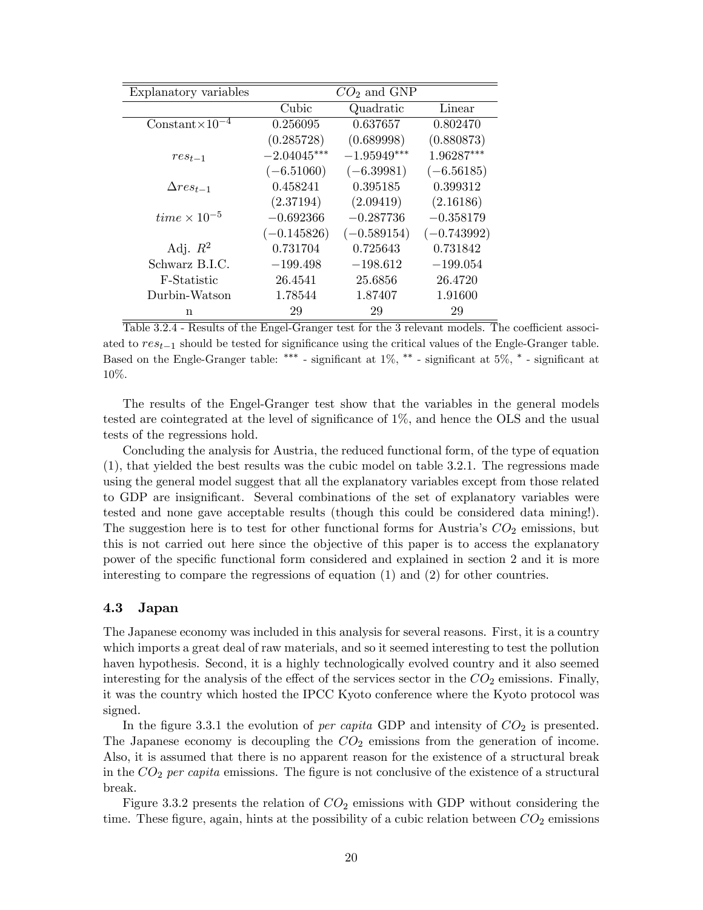| Explanatory variables | $CO_2$ and GNP | | |
|---|---|---|---|
| | Cubic | Quadratic | Linear |
| Constant$\times 10^{-4}$ | 0.256095 | 0.637657 | 0.802470 |
| | (0.285728) | (0.689998) | (0.880873) |
| $res_{t-1}$ | $-2.04045^{***}$ | $-1.95949^{***}$ | $1.96287^{***}$ |
| | $(-6.51060)$ | $(-6.39981)$ | $(-6.56185)$ |
| $\Delta res_{t-1}$ | 0.458241 | 0.395185 | 0.399312 |
| | (2.37194) | (2.09419) | (2.16186) |
| $time \times 10^{-5}$ | $-0.692366$ | $-0.287736$ | $-0.358179$ |
| | $(-0.145826)$ | $(-0.589154)$ | $(-0.743992)$ |
| Adj. $R^2$ | 0.731704 | 0.725643 | 0.731842 |
| Schwarz B.I.C. | $-199.498$ | $-198.612$ | $-199.054$ |
| F-Statistic | 26.4541 | 25.6856 | 26.4720 |
| Durbin-Watson | 1.78544 | 1.87407 | 1.91600 |
| n | 29 | 29 | 29 |

Table 3.2.4 - Results of the Engel-Granger test for the 3 relevant models. The coefficient associated to $res_{t-1}$ should be tested for significance using the critical values of the Engle-Granger table. Based on the Engle-Granger table: $^{***}$ - significant at 1%, $^{**}$ - significant at 5%, $^{*}$ - significant at 10%.

The results of the Engel-Granger test show that the variables in the general models tested are cointegrated at the level of significance of 1%, and hence the OLS and the usual tests of the regressions hold.

Concluding the analysis for Austria, the reduced functional form, of the type of equation (1), that yielded the best results was the cubic model on table 3.2.1. The regressions made using the general model suggest that all the explanatory variables except from those related to GDP are insignificant. Several combinations of the set of explanatory variables were tested and none gave acceptable results (though this could be considered data mining!). The suggestion here is to test for other functional forms for Austria's $CO_2$ emissions, but this is not carried out here since the objective of this paper is to access the explanatory power of the specific functional form considered and explained in section 2 and it is more interesting to compare the regressions of equation (1) and (2) for other countries.

### 4.3 Japan

The Japanese economy was included in this analysis for several reasons. First, it is a country which imports a great deal of raw materials, and so it seemed interesting to test the pollution haven hypothesis. Second, it is a highly technologically evolved country and it also seemed interesting for the analysis of the effect of the services sector in the $CO_2$ emissions. Finally, it was the country which hosted the IPCC Kyoto conference where the Kyoto protocol was signed.

In the figure 3.3.1 the evolution of *per capita* GDP and intensity of $CO_2$ is presented. The Japanese economy is decoupling the $CO_2$ emissions from the generation of income. Also, it is assumed that there is no apparent reason for the existence of a structural break in the $CO_2$ *per capita* emissions. The figure is not conclusive of the existence of a structural break.

Figure 3.3.2 presents the relation of $CO_2$ emissions with GDP without considering the time. These figure, again, hints at the possibility of a cubic relation between $CO_2$ emissions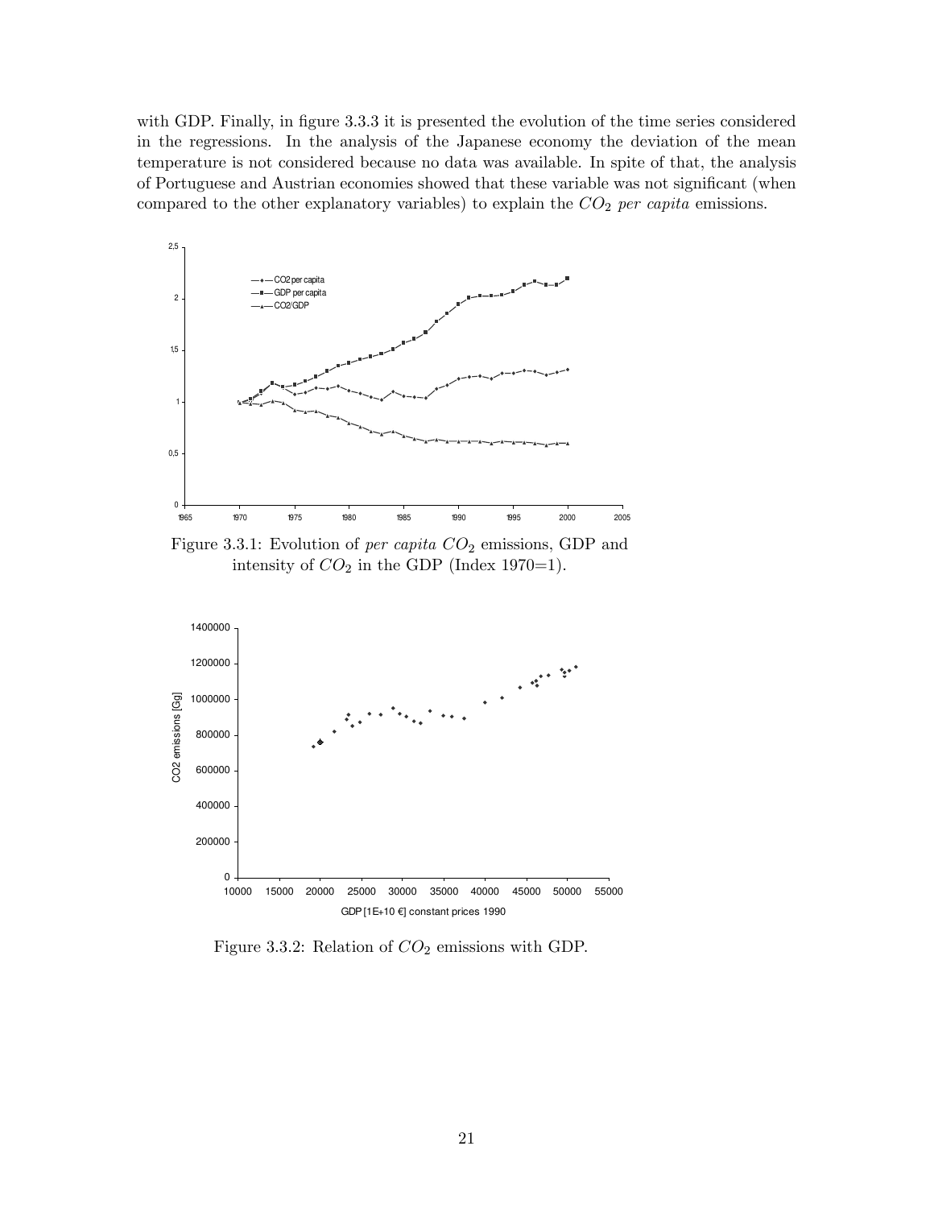with GDP. Finally, in figure 3.3.3 it is presented the evolution of the time series considered in the regressions. In the analysis of the Japanese economy the deviation of the mean temperature is not considered because no data was available. In spite of that, the analysis of Portuguese and Austrian economies showed that these variable was not significant (when compared to the other explanatory variables) to explain the $CO_2$ *per capita* emissions.

2,5
2
1,5
1
0,5
0
1965 1970 1975 1980 1985 1990 1995 2000 2005

CO2 per capita
GDP per capita
CO2/GDP

Figure 3.3.1: Evolution of *per capita* $CO_2$ emissions, GDP and intensity of $CO_2$ in the GDP (Index 1970=1).

1400000
1200000
1000000
800000
600000
400000
200000
0

CO2 emissions [Gg]

10000 15000 20000 25000 30000 35000 40000 45000 50000 55000

GDP [1E+10 €] constant prices 1990

Figure 3.3.2: Relation of $CO_2$ emissions with GDP.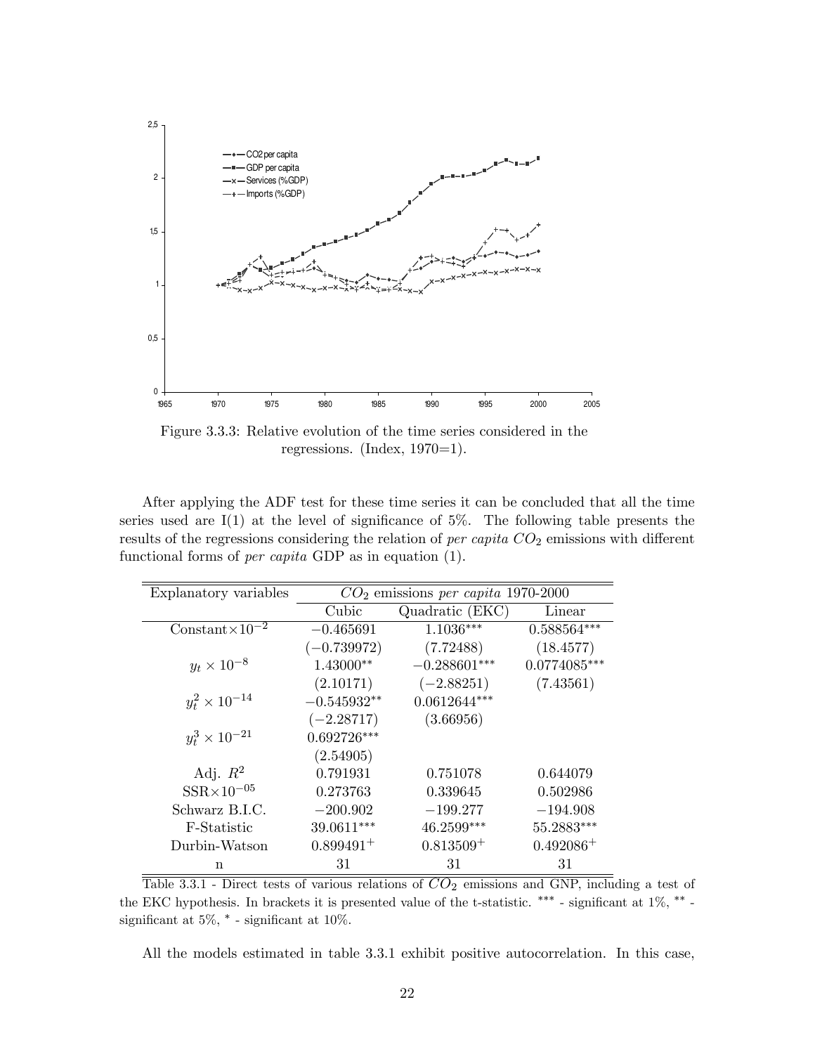2,5

2

1,5

1

0,5

0

1965 1970 1975 1980 1985 1990 1995 2000 2005

CO2 per capita

GDP per capita

Services (%GDP)

Imports (%GDP)

Figure 3.3.3: Relative evolution of the time series considered in the regressions. (Index, 1970=1).

After applying the ADF test for these time series it can be concluded that all the time series used are I(1) at the level of significance of 5%. The following table presents the results of the regressions considering the relation of *per capita* $CO_2$ emissions with different functional forms of *per capita* GDP as in equation (1).

| Explanatory variables | $CO_2$ emissions *per capita* 1970-2000 | | |
|---|---|---|---|
| | Cubic | Quadratic (EKC) | Linear |
| Constant$\times 10^{-2}$ | $-0.465691$ | $1.1036^{***}$ | $0.588564^{***}$ |
| | $(-0.739972)$ | $(7.72488)$ | $(18.4577)$ |
| $y_t \times 10^{-8}$ | $1.43000^{**}$ | $-0.288601^{***}$ | $0.0774085^{***}$ |
| | $(2.10171)$ | $(-2.88251)$ | $(7.43561)$ |
| $y_t^2 \times 10^{-14}$ | $-0.545932^{**}$ | $0.0612644^{***}$ | |
| | $(-2.28717)$ | $(3.66956)$ | |
| $y_t^3 \times 10^{-21}$ | $0.692726^{***}$ | | |
| | $(2.54905)$ | | |
| Adj. $R^2$ | 0.791931 | 0.751078 | 0.644079 |
| SSR$\times 10^{-05}$ | 0.273763 | 0.339645 | 0.502986 |
| Schwarz B.I.C. | $-200.902$ | $-199.277$ | $-194.908$ |
| F-Statistic | $39.0611^{***}$ | $46.2599^{***}$ | $55.2883^{***}$ |
| Durbin-Watson | $0.899491^{+}$ | $0.813509^{+}$ | $0.492086^{+}$ |
| n | 31 | 31 | 31 |

Table 3.3.1 - Direct tests of various relations of $CO_2$ emissions and GNP, including a test of the EKC hypothesis. In brackets it is presented value of the t-statistic. $^{***}$ - significant at 1%, $^{**}$ - significant at 5%, $^{*}$ - significant at 10%.

All the models estimated in table 3.3.1 exhibit positive autocorrelation. In this case,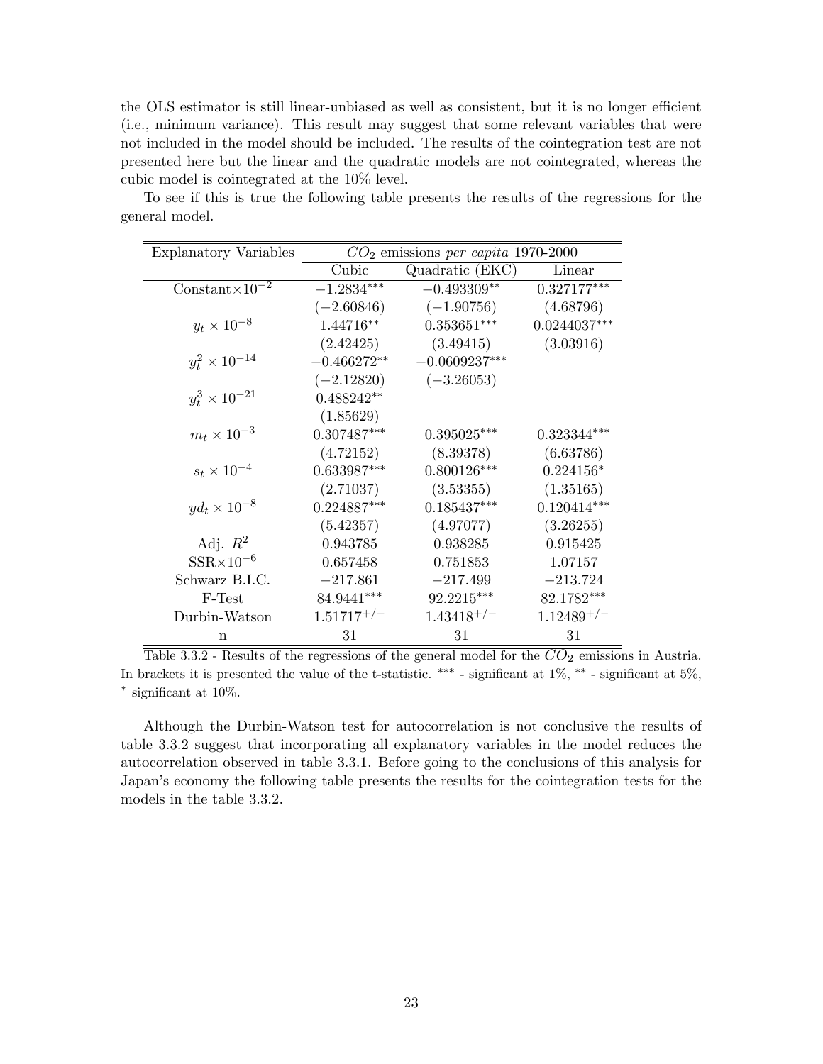the OLS estimator is still linear-unbiased as well as consistent, but it is no longer efficient (i.e., minimum variance). This result may suggest that some relevant variables that were not included in the model should be included. The results of the cointegration test are not presented here but the linear and the quadratic models are not cointegrated, whereas the cubic model is cointegrated at the 10% level.

To see if this is true the following table presents the results of the regressions for the general model.

| Explanatory Variables | $CO_2$ emissions *per capita* 1970-2000 | | |
|---|---|---|---|
| | Cubic | Quadratic (EKC) | Linear |
| Constant$\times 10^{-2}$ | $-1.2834^{***}$ | $-0.493309^{**}$ | $0.327177^{***}$ |
| | $(-2.60846)$ | $(-1.90756)$ | $(4.68796)$ |
| $y_t \times 10^{-8}$ | $1.44716^{**}$ | $0.353651^{***}$ | $0.0244037^{***}$ |
| | $(2.42425)$ | $(3.49415)$ | $(3.03916)$ |
| $y_t^2 \times 10^{-14}$ | $-0.466272^{**}$ | $-0.0609237^{***}$ | |
| | $(-2.12820)$ | $(-3.26053)$ | |
| $y_t^3 \times 10^{-21}$ | $0.488242^{**}$ | | |
| | $(1.85629)$ | | |
| $m_t \times 10^{-3}$ | $0.307487^{***}$ | $0.395025^{***}$ | $0.323344^{***}$ |
| | $(4.72152)$ | $(8.39378)$ | $(6.63786)$ |
| $s_t \times 10^{-4}$ | $0.633987^{***}$ | $0.800126^{***}$ | $0.224156^{*}$ |
| | $(2.71037)$ | $(3.53355)$ | $(1.35165)$ |
| $yd_t \times 10^{-8}$ | $0.224887^{***}$ | $0.185437^{***}$ | $0.120414^{***}$ |
| | $(5.42357)$ | $(4.97077)$ | $(3.26255)$ |
| Adj. $R^2$ | 0.943785 | 0.938285 | 0.915425 |
| SSR$\times 10^{-6}$ | 0.657458 | 0.751853 | 1.07157 |
| Schwarz B.I.C. | $-217.861$ | $-217.499$ | $-213.724$ |
| F-Test | $84.9441^{***}$ | $92.2215^{***}$ | $82.1782^{***}$ |
| Durbin-Watson | $1.51717^{+/-}$ | $1.43418^{+/-}$ | $1.12489^{+/-}$ |
| n | 31 | 31 | 31 |

Table 3.3.2 - Results of the regressions of the general model for the $CO_2$ emissions in Austria. In brackets it is presented the value of the t-statistic. *** - significant at 1%, ** - significant at 5%, * significant at 10%.

Although the Durbin-Watson test for autocorrelation is not conclusive the results of table 3.3.2 suggest that incorporating all explanatory variables in the model reduces the autocorrelation observed in table 3.3.1. Before going to the conclusions of this analysis for Japan's economy the following table presents the results for the cointegration tests for the models in the table 3.3.2.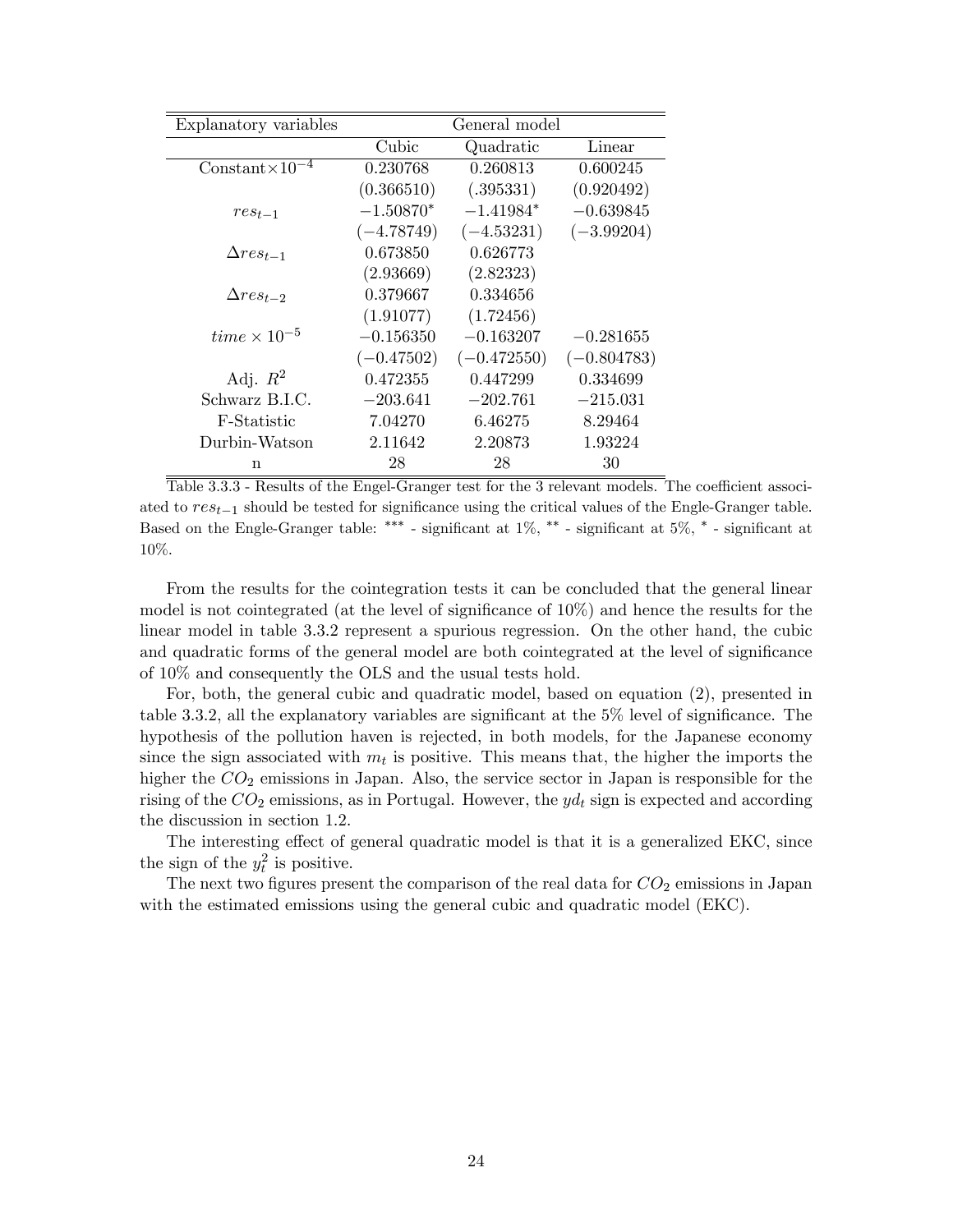| Explanatory variables | General model | | |
|---|---|---|---|
| | Cubic | Quadratic | Linear |
| Constant$\times 10^{-4}$ | 0.230768 | 0.260813 | 0.600245 |
| | (0.366510) | (.395331) | (0.920492) |
| $res_{t-1}$ | $-1.50870^{*}$ | $-1.41984^{*}$ | $-0.639845$ |
| | $(-4.78749)$ | $(-4.53231)$ | $(-3.99204)$ |
| $\Delta res_{t-1}$ | 0.673850 | 0.626773 | |
| | (2.93669) | (2.82323) | |
| $\Delta res_{t-2}$ | 0.379667 | 0.334656 | |
| | (1.91077) | (1.72456) | |
| $time \times 10^{-5}$ | $-0.156350$ | $-0.163207$ | $-0.281655$ |
| | $(-0.47502)$ | $(-0.472550)$ | $(-0.804783)$ |
| Adj. $R^2$ | 0.472355 | 0.447299 | 0.334699 |
| Schwarz B.I.C. | $-203.641$ | $-202.761$ | $-215.031$ |
| F-Statistic | 7.04270 | 6.46275 | 8.29464 |
| Durbin-Watson | 2.11642 | 2.20873 | 1.93224 |
| n | 28 | 28 | 30 |

Table 3.3.3 - Results of the Engel-Granger test for the 3 relevant models. The coefficient associated to $res_{t-1}$ should be tested for significance using the critical values of the Engle-Granger table. Based on the Engle-Granger table: *** - significant at 1%, ** - significant at 5%, * - significant at 10%.

From the results for the cointegration tests it can be concluded that the general linear model is not cointegrated (at the level of significance of 10%) and hence the results for the linear model in table 3.3.2 represent a spurious regression. On the other hand, the cubic and quadratic forms of the general model are both cointegrated at the level of significance of 10% and consequently the OLS and the usual tests hold.

For, both, the general cubic and quadratic model, based on equation (2), presented in table 3.3.2, all the explanatory variables are significant at the 5% level of significance. The hypothesis of the pollution haven is rejected, in both models, for the Japanese economy since the sign associated with $m_t$ is positive. This means that, the higher the imports the higher the $CO_2$ emissions in Japan. Also, the service sector in Japan is responsible for the rising of the $CO_2$ emissions, as in Portugal. However, the $yd_t$ sign is expected and according the discussion in section 1.2.

The interesting effect of general quadratic model is that it is a generalized EKC, since the sign of the $y_t^2$ is positive.

The next two figures present the comparison of the real data for $CO_2$ emissions in Japan with the estimated emissions using the general cubic and quadratic model (EKC).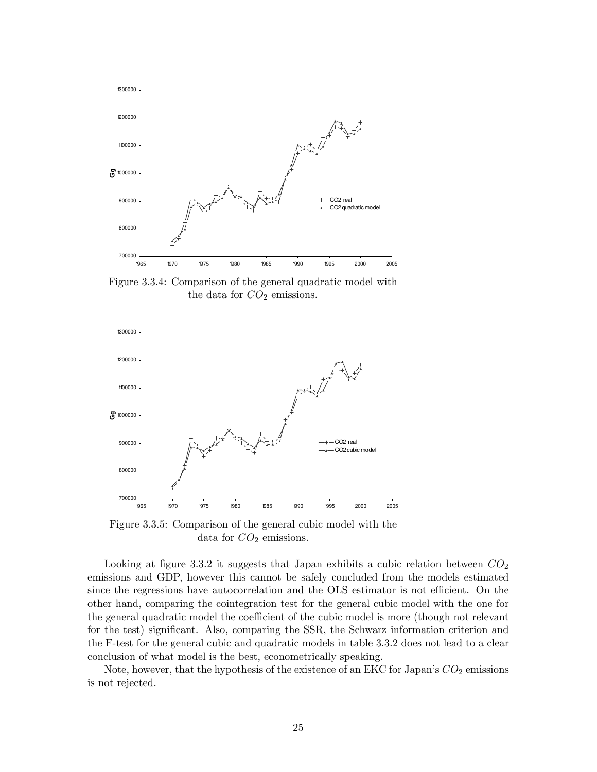Figure 3.3.4: Comparison of the general quadratic model with the data for $CO_2$ emissions.

Figure 3.3.5: Comparison of the general cubic model with the data for $CO_2$ emissions.

Looking at figure 3.3.2 it suggests that Japan exhibits a cubic relation between $CO_2$ emissions and GDP, however this cannot be safely concluded from the models estimated since the regressions have autocorrelation and the OLS estimator is not efficient. On the other hand, comparing the cointegration test for the general cubic model with the one for the general quadratic model the coefficient of the cubic model is more (though not relevant for the test) significant. Also, comparing the SSR, the Schwarz information criterion and the F-test for the general cubic and quadratic models in table 3.3.2 does not lead to a clear conclusion of what model is the best, econometrically speaking.

Note, however, that the hypothesis of the existence of an EKC for Japan's $CO_2$ emissions is not rejected.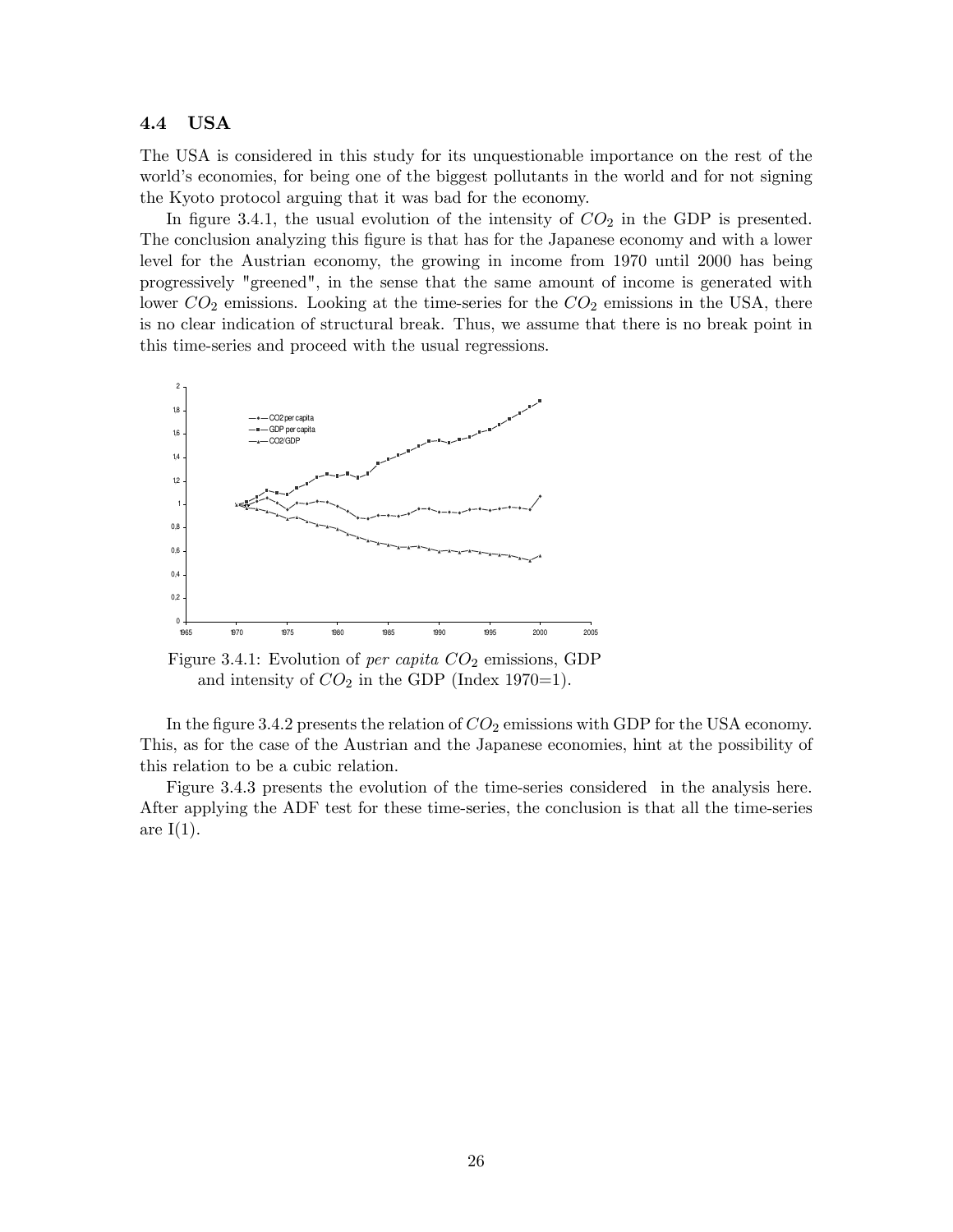### 4.4 USA

The USA is considered in this study for its unquestionable importance on the rest of the world's economies, for being one of the biggest pollutants in the world and for not signing the Kyoto protocol arguing that it was bad for the economy.

In figure 3.4.1, the usual evolution of the intensity of $CO_2$ in the GDP is presented. The conclusion analyzing this figure is that has for the Japanese economy and with a lower level for the Austrian economy, the growing in income from 1970 until 2000 has being progressively "greened", in the sense that the same amount of income is generated with lower $CO_2$ emissions. Looking at the time-series for the $CO_2$ emissions in the USA, there is no clear indication of structural break. Thus, we assume that there is no break point in this time-series and proceed with the usual regressions.

CO2 per capita
GDP per capita
CO2/GDP

2
1,8
1,6
1,4
1,2
1
0,8
0,6
0,4
0,2
0

1965 1970 1975 1980 1985 1990 1995 2000 2005

Figure 3.4.1: Evolution of *per capita* $CO_2$ emissions, GDP and intensity of $CO_2$ in the GDP (Index 1970=1).

In the figure 3.4.2 presents the relation of $CO_2$ emissions with GDP for the USA economy. This, as for the case of the Austrian and the Japanese economies, hint at the possibility of this relation to be a cubic relation.

Figure 3.4.3 presents the evolution of the time-series considered in the analysis here. After applying the ADF test for these time-series, the conclusion is that all the time-series are I(1).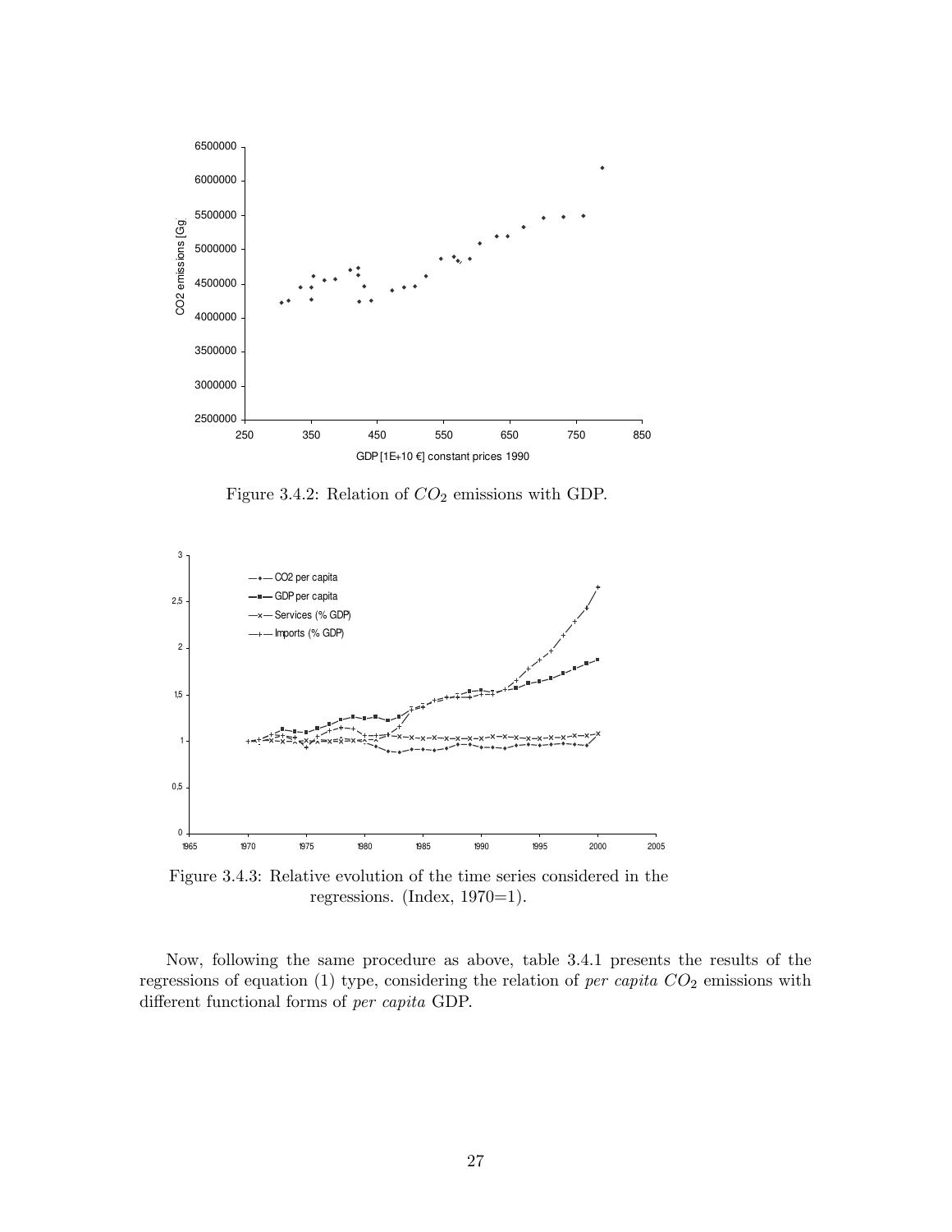6500000
6000000
5500000
5000000
4500000
4000000
3500000
3000000
2500000

CO2 emissions [Gg]

250 350 450 550 650 750 850

GDP [1E+10 €] constant prices 1990

Figure 3.4.2: Relation of $CO_2$ emissions with GDP.

3
2,5
2
1,5
1
0,5
0

1965 1970 1975 1980 1985 1990 1995 2000 2005

CO2 per capita
GDP per capita
Services (% GDP)
Imports (% GDP)

Figure 3.4.3: Relative evolution of the time series considered in the regressions. (Index, 1970=1).

Now, following the same procedure as above, table 3.4.1 presents the results of the regressions of equation (1) type, considering the relation of *per capita* $CO_2$ emissions with different functional forms of *per capita* GDP.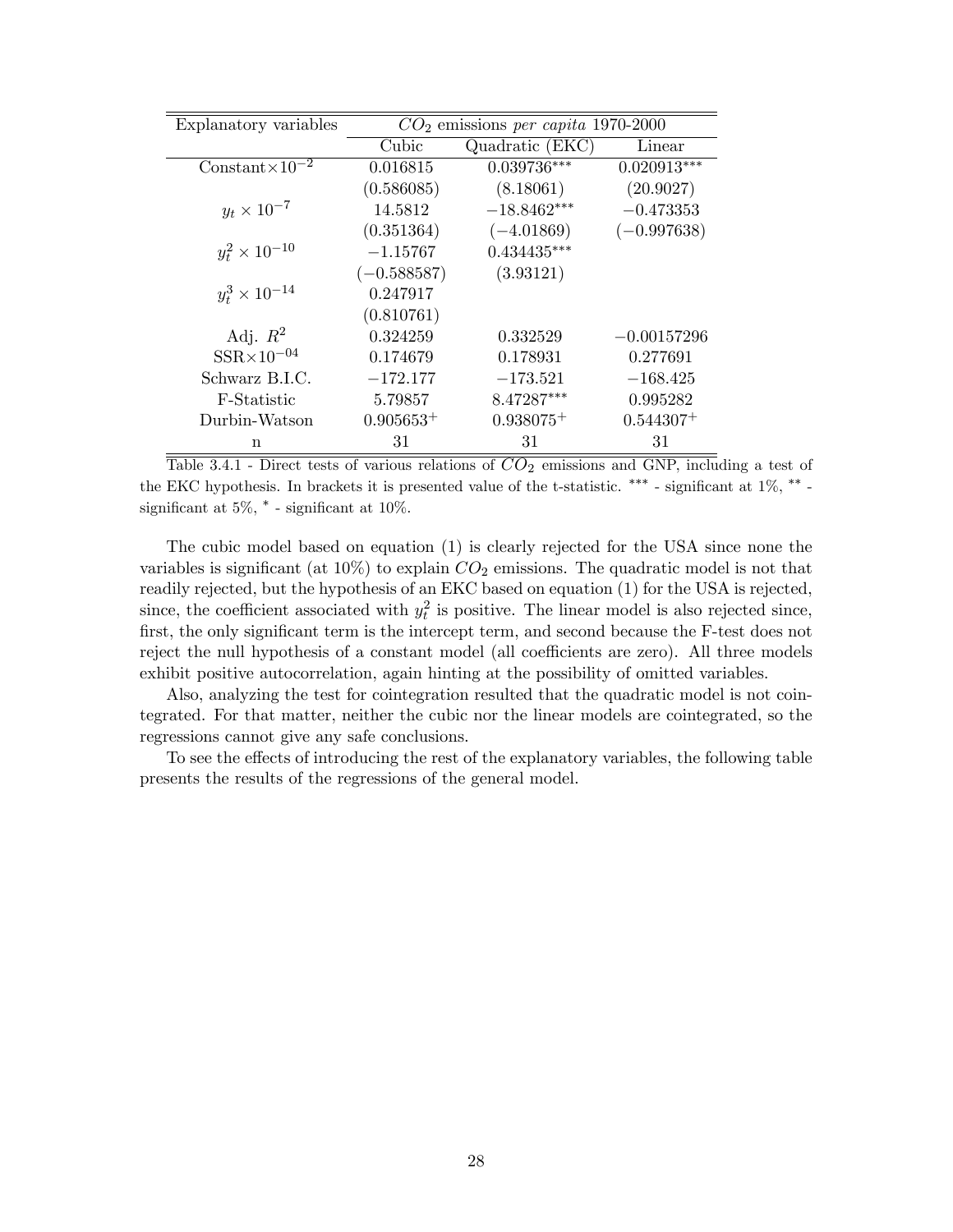| Explanatory variables | $CO_2$ emissions *per capita* 1970-2000 | | |
|---|---|---|---|
| | Cubic | Quadratic (EKC) | Linear |
| Constant$\times 10^{-2}$ | 0.016815 | $0.039736^{***}$ | $0.020913^{***}$ |
| | (0.586085) | (8.18061) | (20.9027) |
| $y_t \times 10^{-7}$ | 14.5812 | $-18.8462^{***}$ | $-0.473353$ |
| | (0.351364) | $(-4.01869)$ | $(-0.997638)$ |
| $y_t^2 \times 10^{-10}$ | $-1.15767$ | $0.434435^{***}$ | |
| | $(-0.588587)$ | (3.93121) | |
| $y_t^3 \times 10^{-14}$ | 0.247917 | | |
| | (0.810761) | | |
| Adj. $R^2$ | 0.324259 | 0.332529 | $-0.00157296$ |
| SSR$\times 10^{-04}$ | 0.174679 | 0.178931 | 0.277691 |
| Schwarz B.I.C. | $-172.177$ | $-173.521$ | $-168.425$ |
| F-Statistic | 5.79857 | $8.47287^{***}$ | 0.995282 |
| Durbin-Watson | $0.905653^{+}$ | $0.938075^{+}$ | $0.544307^{+}$ |
| n | 31 | 31 | 31 |

Table 3.4.1 - Direct tests of various relations of $CO_2$ emissions and GNP, including a test of the EKC hypothesis. In brackets it is presented value of the t-statistic. $^{***}$ - significant at 1%, $^{**}$ - significant at 5%, $^{*}$ - significant at 10%.

The cubic model based on equation (1) is clearly rejected for the USA since none the variables is significant (at 10%) to explain $CO_2$ emissions. The quadratic model is not that readily rejected, but the hypothesis of an EKC based on equation (1) for the USA is rejected, since, the coefficient associated with $y_t^2$ is positive. The linear model is also rejected since, first, the only significant term is the intercept term, and second because the F-test does not reject the null hypothesis of a constant model (all coefficients are zero). All three models exhibit positive autocorrelation, again hinting at the possibility of omitted variables.

Also, analyzing the test for cointegration resulted that the quadratic model is not cointegrated. For that matter, neither the cubic nor the linear models are cointegrated, so the regressions cannot give any safe conclusions.

To see the effects of introducing the rest of the explanatory variables, the following table presents the results of the regressions of the general model.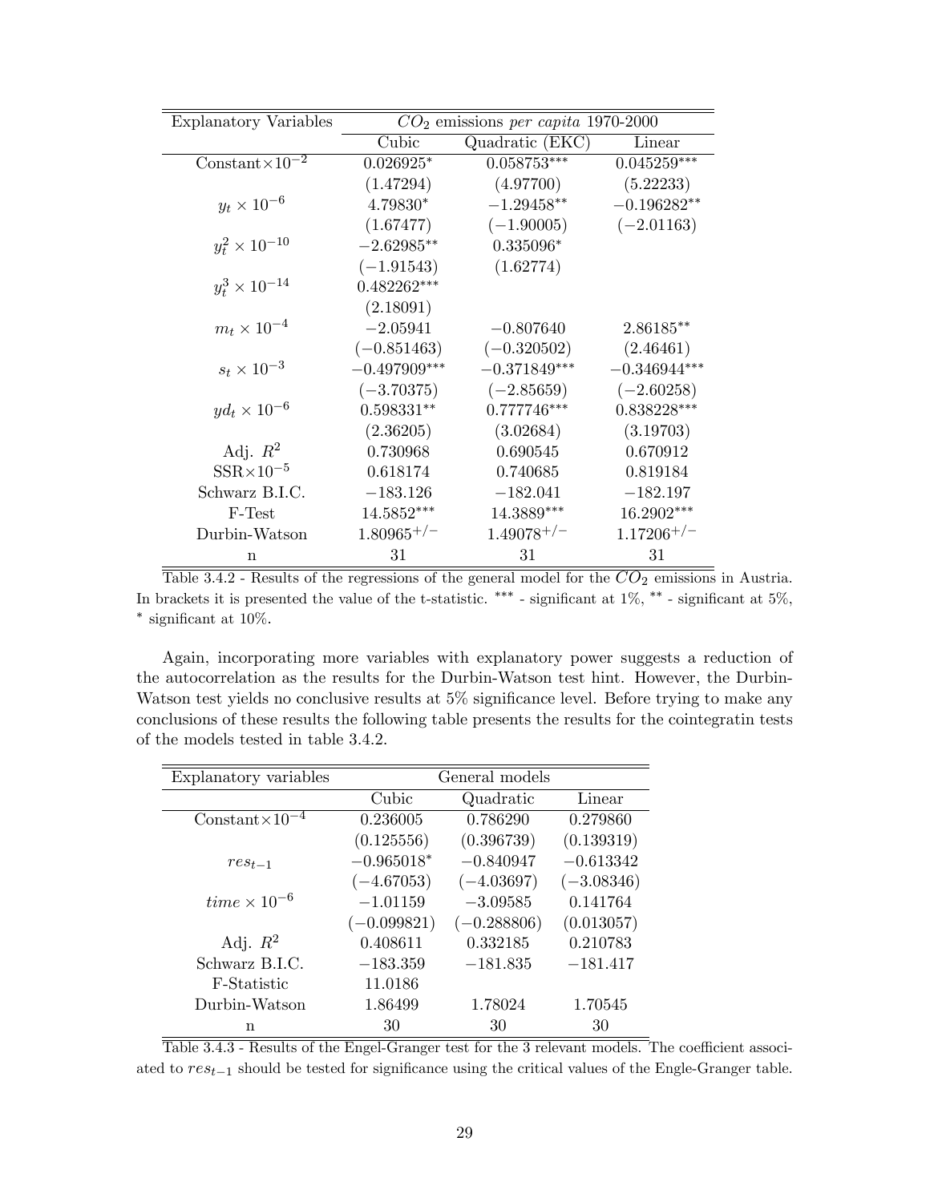| Explanatory Variables | $CO_2$ emissions *per capita* 1970-2000 | | |
|---|---|---|---|
| | Cubic | Quadratic (EKC) | Linear |
| Constant$\times 10^{-2}$ | $0.026925^{*}$ | $0.058753^{***}$ | $0.045259^{***}$ |
| | $(1.47294)$ | $(4.97700)$ | $(5.22233)$ |
| $y_t \times 10^{-6}$ | $4.79830^{*}$ | $-1.29458^{**}$ | $-0.196282^{**}$ |
| | $(1.67477)$ | $(-1.90005)$ | $(-2.01163)$ |
| $y_t^2 \times 10^{-10}$ | $-2.62985^{**}$ | $0.335096^{*}$ | |
| | $(-1.91543)$ | $(1.62774)$ | |
| $y_t^3 \times 10^{-14}$ | $0.482262^{***}$ | | |
| | $(2.18091)$ | | |
| $m_t \times 10^{-4}$ | $-2.05941$ | $-0.807640$ | $2.86185^{**}$ |
| | $(-0.851463)$ | $(-0.320502)$ | $(2.46461)$ |
| $s_t \times 10^{-3}$ | $-0.497909^{***}$ | $-0.371849^{***}$ | $-0.346944^{***}$ |
| | $(-3.70375)$ | $(-2.85659)$ | $(-2.60258)$ |
| $yd_t \times 10^{-6}$ | $0.598331^{**}$ | $0.777746^{***}$ | $0.838228^{***}$ |
| | $(2.36205)$ | $(3.02684)$ | $(3.19703)$ |
| Adj. $R^2$ | 0.730968 | 0.690545 | 0.670912 |
| SSR$\times 10^{-5}$ | 0.618174 | 0.740685 | 0.819184 |
| Schwarz B.I.C. | $-183.126$ | $-182.041$ | $-182.197$ |
| F-Test | $14.5852^{***}$ | $14.3889^{***}$ | $16.2902^{***}$ |
| Durbin-Watson | $1.80965^{+/-}$ | $1.49078^{+/-}$ | $1.17206^{+/-}$ |
| n | 31 | 31 | 31 |

Table 3.4.2 - Results of the regressions of the general model for the $CO_2$ emissions in Austria. In brackets it is presented the value of the t-statistic. $^{***}$ - significant at 1%, $^{**}$ - significant at 5%, $^{*}$ significant at 10%.

Again, incorporating more variables with explanatory power suggests a reduction of the autocorrelation as the results for the Durbin-Watson test hint. However, the Durbin-Watson test yields no conclusive results at 5% significance level. Before trying to make any conclusions of these results the following table presents the results for the cointegratin tests of the models tested in table 3.4.2.

| Explanatory variables | General models | | |
|---|---|---|---|
| | Cubic | Quadratic | Linear |
| Constant$\times 10^{-4}$ | 0.236005 | 0.786290 | 0.279860 |
| | $(0.125556)$ | $(0.396739)$ | $(0.139319)$ |
| $res_{t-1}$ | $-0.965018^{*}$ | $-0.840947$ | $-0.613342$ |
| | $(-4.67053)$ | $(-4.03697)$ | $(-3.08346)$ |
| $time \times 10^{-6}$ | $-1.01159$ | $-3.09585$ | $0.141764$ |
| | $(-0.099821)$ | $(-0.288806)$ | $(0.013057)$ |
| Adj. $R^2$ | 0.408611 | 0.332185 | 0.210783 |
| Schwarz B.I.C. | $-183.359$ | $-181.835$ | $-181.417$ |
| F-Statistic | 11.0186 | | |
| Durbin-Watson | 1.86499 | 1.78024 | 1.70545 |
| n | 30 | 30 | 30 |

Table 3.4.3 - Results of the Engel-Granger test for the 3 relevant models. The coefficient associated to $res_{t-1}$ should be tested for significance using the critical values of the Engle-Granger table.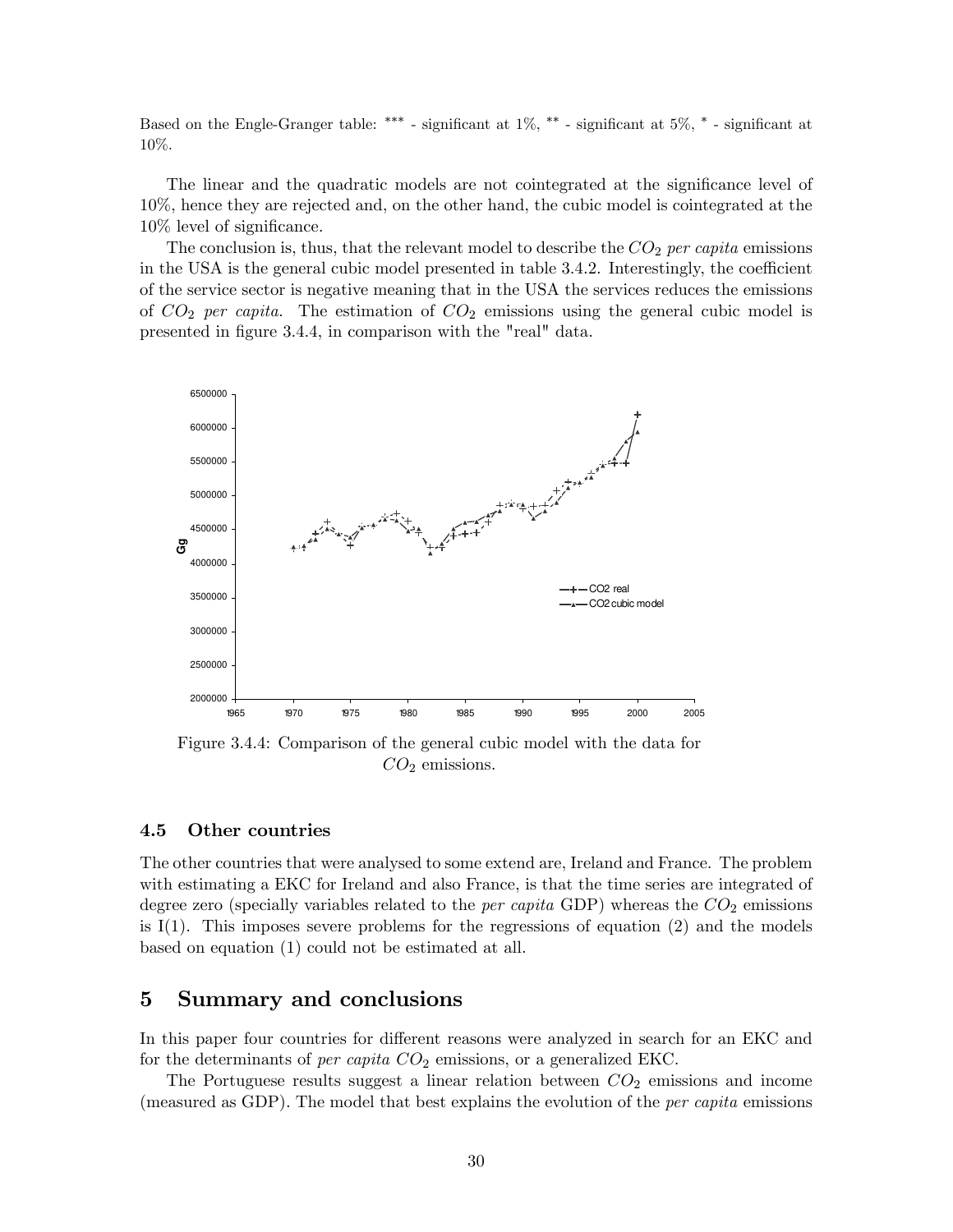Based on the Engle-Granger table: *** - significant at 1%, ** - significant at 5%, * - significant at 10%.

The linear and the quadratic models are not cointegrated at the significance level of 10%, hence they are rejected and, on the other hand, the cubic model is cointegrated at the 10% level of significance.

The conclusion is, thus, that the relevant model to describe the $CO_2$ *per capita* emissions in the USA is the general cubic model presented in table 3.4.2. Interestingly, the coefficient of the service sector is negative meaning that in the USA the services reduces the emissions of $CO_2$ *per capita.* The estimation of $CO_2$ emissions using the general cubic model is presented in figure 3.4.4, in comparison with the "real" data.

6500000
6000000
5500000
5000000
4500000
4000000
3500000
3000000
2500000
2000000

Gg

1965 1970 1975 1980 1985 1990 1995 2000 2005

CO2 real
CO2 cubic model

Figure 3.4.4: Comparison of the general cubic model with the data for $CO_2$ emissions.

### 4.5 Other countries

The other countries that were analysed to some extend are, Ireland and France. The problem with estimating a EKC for Ireland and also France, is that the time series are integrated of degree zero (specially variables related to the *per capita* GDP) whereas the $CO_2$ emissions is I(1). This imposes severe problems for the regressions of equation (2) and the models based on equation (1) could not be estimated at all.

## 5 Summary and conclusions

In this paper four countries for different reasons were analyzed in search for an EKC and for the determinants of *per capita* $CO_2$ emissions, or a generalized EKC.

The Portuguese results suggest a linear relation between $CO_2$ emissions and income (measured as GDP). The model that best explains the evolution of the *per capita* emissions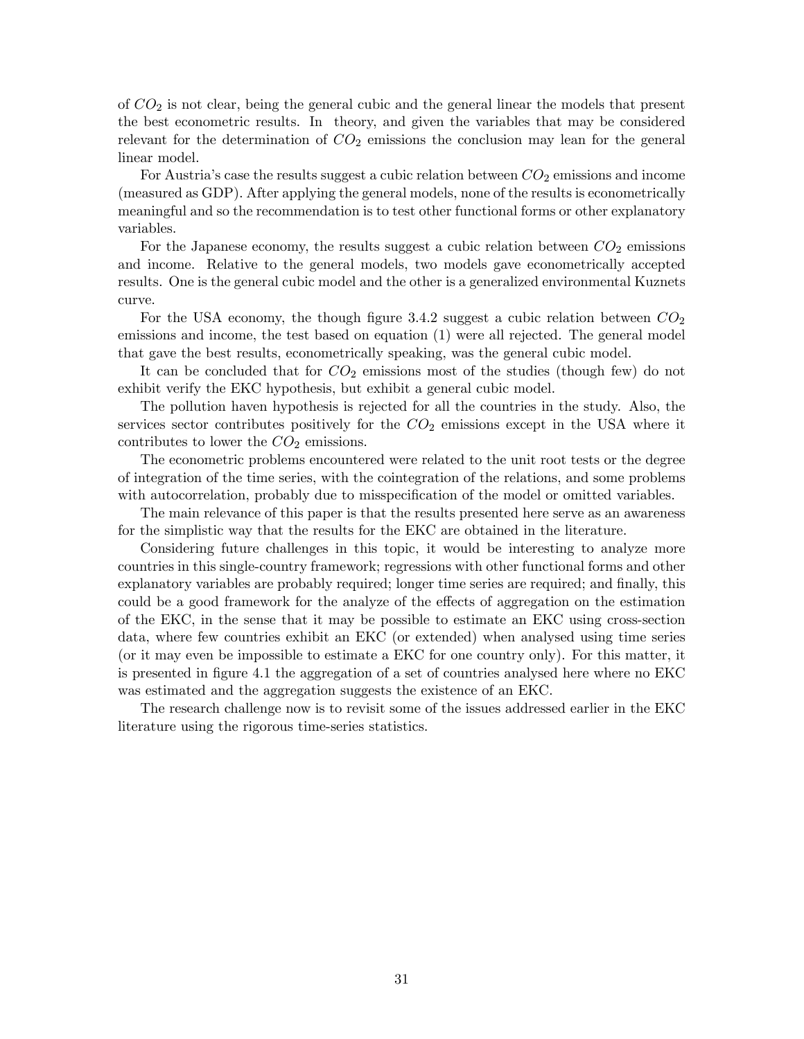of $CO_2$ is not clear, being the general cubic and the general linear the models that present the best econometric results. In theory, and given the variables that may be considered relevant for the determination of $CO_2$ emissions the conclusion may lean for the general linear model.

For Austria's case the results suggest a cubic relation between $CO_2$ emissions and income (measured as GDP). After applying the general models, none of the results is econometrically meaningful and so the recommendation is to test other functional forms or other explanatory variables.

For the Japanese economy, the results suggest a cubic relation between $CO_2$ emissions and income. Relative to the general models, two models gave econometrically accepted results. One is the general cubic model and the other is a generalized environmental Kuznets curve.

For the USA economy, the though figure 3.4.2 suggest a cubic relation between $CO_2$ emissions and income, the test based on equation (1) were all rejected. The general model that gave the best results, econometrically speaking, was the general cubic model.

It can be concluded that for $CO_2$ emissions most of the studies (though few) do not exhibit verify the EKC hypothesis, but exhibit a general cubic model.

The pollution haven hypothesis is rejected for all the countries in the study. Also, the services sector contributes positively for the $CO_2$ emissions except in the USA where it contributes to lower the $CO_2$ emissions.

The econometric problems encountered were related to the unit root tests or the degree of integration of the time series, with the cointegration of the relations, and some problems with autocorrelation, probably due to misspecification of the model or omitted variables.

The main relevance of this paper is that the results presented here serve as an awareness for the simplistic way that the results for the EKC are obtained in the literature.

Considering future challenges in this topic, it would be interesting to analyze more countries in this single-country framework; regressions with other functional forms and other explanatory variables are probably required; longer time series are required; and finally, this could be a good framework for the analyze of the effects of aggregation on the estimation of the EKC, in the sense that it may be possible to estimate an EKC using cross-section data, where few countries exhibit an EKC (or extended) when analysed using time series (or it may even be impossible to estimate a EKC for one country only). For this matter, it is presented in figure 4.1 the aggregation of a set of countries analysed here where no EKC was estimated and the aggregation suggests the existence of an EKC.

The research challenge now is to revisit some of the issues addressed earlier in the EKC literature using the rigorous time-series statistics.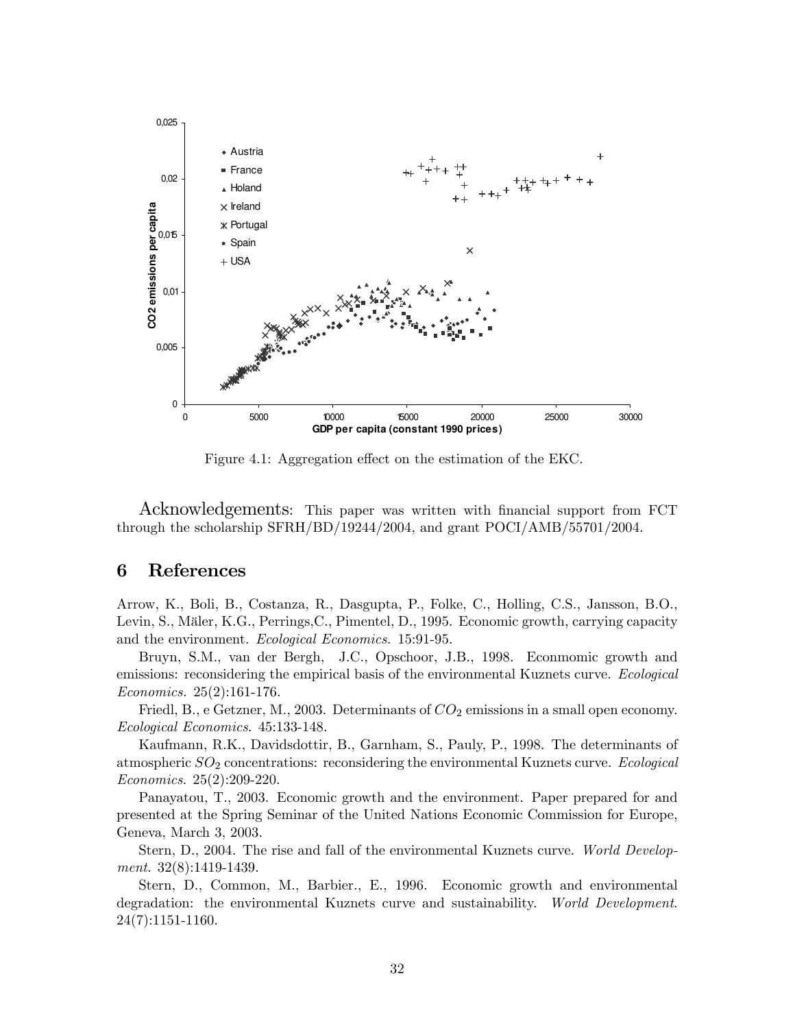0,025

0,02

0,015

0,01

0,005

0

CO2 emissions per capita

0 5000 10000 15000 20000 25000 30000

GDP per capita (constant 1990 prices)

Austria

France

Holand

Ireland

Portugal

Spain

USA

Figure 4.1: Aggregation effect on the estimation of the EKC.

Acknowledgements: This paper was written with financial support from FCT through the scholarship SFRH/BD/19244/2004, and grant POCI/AMB/55701/2004.

## 6 References

Arrow, K., Boli, B., Costanza, R., Dasgupta, P., Folke, C., Holling, C.S., Jansson, B.O., Levin, S., Mäler, K.G., Perrings,C., Pimentel, D., 1995. Economic growth, carrying capacity and the environment. *Ecological Economics.* 15:91-95.

Bruyn, S.M., van der Bergh, J.C., Opschoor, J.B., 1998. Econmomic growth and emissions: reconsidering the empirical basis of the environmental Kuznets curve. *Ecological Economics.* 25(2):161-176.

Friedl, B., e Getzner, M., 2003. Determinants of $CO_2$ emissions in a small open economy. *Ecological Economics*. 45:133-148.

Kaufmann, R.K., Davidsdottir, B., Garnham, S., Pauly, P., 1998. The determinants of atmospheric $SO_2$ concentrations: reconsidering the environmental Kuznets curve. *Ecological Economics*. 25(2):209-220.

Panayatou, T., 2003. Economic growth and the environment. Paper prepared for and presented at the Spring Seminar of the United Nations Economic Commission for Europe, Geneva, March 3, 2003.

Stern, D., 2004. The rise and fall of the environmental Kuznets curve. *World Development*. 32(8):1419-1439.

Stern, D., Common, M., Barbier., E., 1996. Economic growth and environmental degradation: the environmental Kuznets curve and sustainability. *World Development*. 24(7):1151-1160.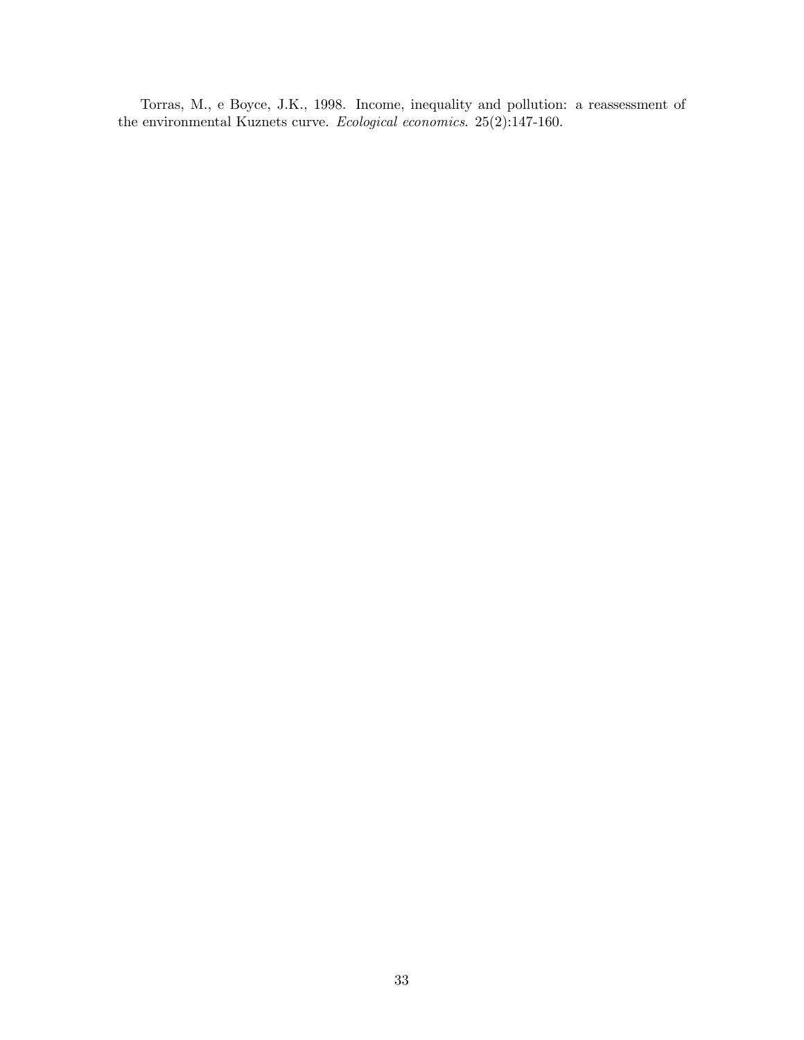Torras, M., e Boyce, J.K., 1998. Income, inequality and pollution: a reassessment of the environmental Kuznets curve. *Ecological economics*. 25(2):147-160.